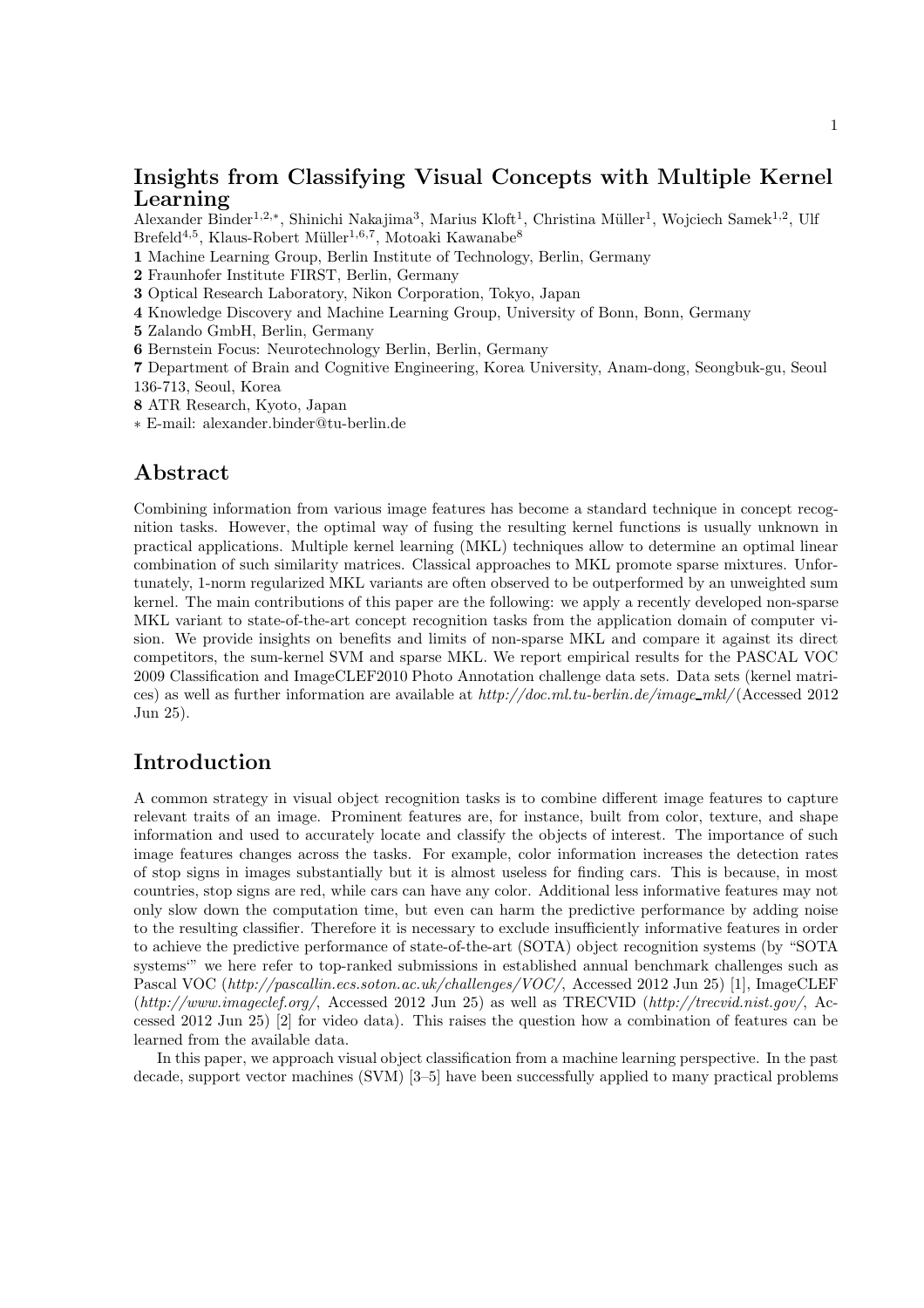# Insights from Classifying Visual Concepts with Multiple Kernel Learning

Alexander Binder[1,2,*], Shinichi Nakajima[3], Marius Kloft[1], Christina Müller[1], Wojciech Samek[1,2], Ulf Brefeld[4,5], Klaus-Robert Müller[1,6,7], Motoaki Kawanabe[8]

**1** Machine Learning Group, Berlin Institute of Technology, Berlin, Germany
**2** Fraunhofer Institute FIRST, Berlin, Germany
**3** Optical Research Laboratory, Nikon Corporation, Tokyo, Japan
**4** Knowledge Discovery and Machine Learning Group, University of Bonn, Bonn, Germany
**5** Zalando GmbH, Berlin, Germany
**6** Bernstein Focus: Neurotechnology Berlin, Berlin, Germany
**7** Department of Brain and Cognitive Engineering, Korea University, Anam-dong, Seongbuk-gu, Seoul 136-713, Seoul, Korea
**8** ATR Research, Kyoto, Japan
* E-mail: alexander.binder@tu-berlin.de

## Abstract

Combining information from various image features has become a standard technique in concept recognition tasks. However, the optimal way of fusing the resulting kernel functions is usually unknown in practical applications. Multiple kernel learning (MKL) techniques allow to determine an optimal linear combination of such similarity matrices. Classical approaches to MKL promote sparse mixtures. Unfortunately, 1-norm regularized MKL variants are often observed to be outperformed by an unweighted sum kernel. The main contributions of this paper are the following: we apply a recently developed non-sparse MKL variant to state-of-the-art concept recognition tasks from the application domain of computer vision. We provide insights on benefits and limits of non-sparse MKL and compare it against its direct competitors, the sum-kernel SVM and sparse MKL. We report empirical results for the PASCAL VOC 2009 Classification and ImageCLEF2010 Photo Annotation challenge data sets. Data sets (kernel matrices) as well as further information are available at *http://doc.ml.tu-berlin.de/image_mkl/*(Accessed 2012 Jun 25).

## Introduction

A common strategy in visual object recognition tasks is to combine different image features to capture relevant traits of an image. Prominent features are, for instance, built from color, texture, and shape information and used to accurately locate and classify the objects of interest. The importance of such image features changes across the tasks. For example, color information increases the detection rates of stop signs in images substantially but it is almost useless for finding cars. This is because, in most countries, stop signs are red, while cars can have any color. Additional less informative features may not only slow down the computation time, but even can harm the predictive performance by adding noise to the resulting classifier. Therefore it is necessary to exclude insufficiently informative features in order to achieve the predictive performance of state-of-the-art (SOTA) object recognition systems (by "SOTA systems‘" we here refer to top-ranked submissions in established annual benchmark challenges such as Pascal VOC (*http://pascallin.ecs.soton.ac.uk/challenges/VOC/*, Accessed 2012 Jun 25) [1], ImageCLEF (*http://www.imageclef.org/*, Accessed 2012 Jun 25) as well as TRECVID (*http://trecvid.nist.gov/*, Accessed 2012 Jun 25) [2] for video data). This raises the question how a combination of features can be learned from the available data.

In this paper, we approach visual object classification from a machine learning perspective. In the past decade, support vector machines (SVM) [3–5] have been successfully applied to many practical problems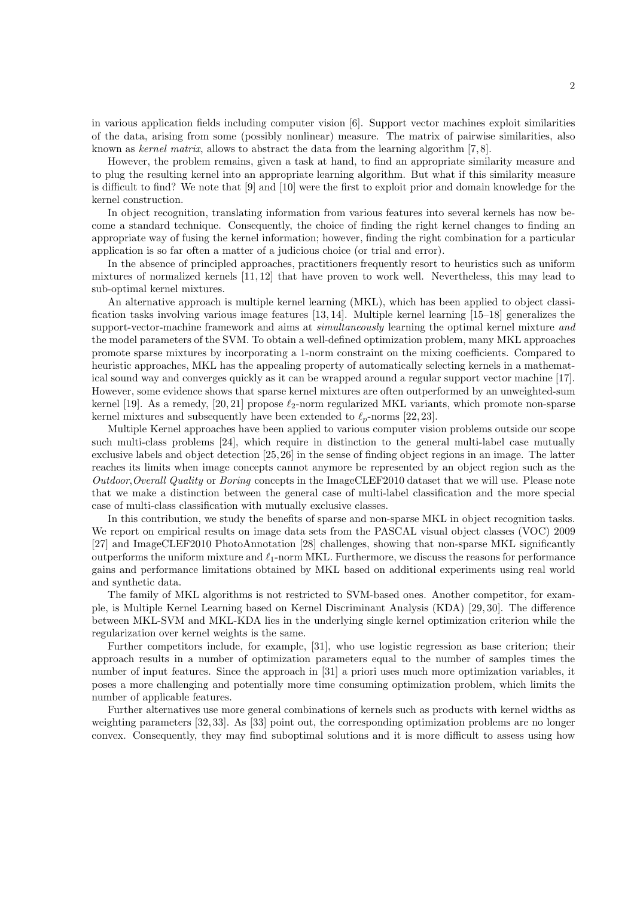in various application fields including computer vision [6]. Support vector machines exploit similarities of the data, arising from some (possibly nonlinear) measure. The matrix of pairwise similarities, also known as *kernel matrix*, allows to abstract the data from the learning algorithm [7, 8].

However, the problem remains, given a task at hand, to find an appropriate similarity measure and to plug the resulting kernel into an appropriate learning algorithm. But what if this similarity measure is difficult to find? We note that [9] and [10] were the first to exploit prior and domain knowledge for the kernel construction.

In object recognition, translating information from various features into several kernels has now become a standard technique. Consequently, the choice of finding the right kernel changes to finding an appropriate way of fusing the kernel information; however, finding the right combination for a particular application is so far often a matter of a judicious choice (or trial and error).

In the absence of principled approaches, practitioners frequently resort to heuristics such as uniform mixtures of normalized kernels [11, 12] that have proven to work well. Nevertheless, this may lead to sub-optimal kernel mixtures.

An alternative approach is multiple kernel learning (MKL), which has been applied to object classification tasks involving various image features [13, 14]. Multiple kernel learning [15–18] generalizes the support-vector-machine framework and aims at *simultaneously* learning the optimal kernel mixture *and* the model parameters of the SVM. To obtain a well-defined optimization problem, many MKL approaches promote sparse mixtures by incorporating a 1-norm constraint on the mixing coefficients. Compared to heuristic approaches, MKL has the appealing property of automatically selecting kernels in a mathematical sound way and converges quickly as it can be wrapped around a regular support vector machine [17]. However, some evidence shows that sparse kernel mixtures are often outperformed by an unweighted-sum kernel [19]. As a remedy, [20, 21] propose $\ell_2$-norm regularized MKL variants, which promote non-sparse kernel mixtures and subsequently have been extended to $\ell_p$-norms [22, 23].

Multiple Kernel approaches have been applied to various computer vision problems outside our scope such multi-class problems [24], which require in distinction to the general multi-label case mutually exclusive labels and object detection [25, 26] in the sense of finding object regions in an image. The latter reaches its limits when image concepts cannot anymore be represented by an object region such as the *Outdoor*, *Overall Quality* or *Boring* concepts in the ImageCLEF2010 dataset that we will use. Please note that we make a distinction between the general case of multi-label classification and the more special case of multi-class classification with mutually exclusive classes.

In this contribution, we study the benefits of sparse and non-sparse MKL in object recognition tasks. We report on empirical results on image data sets from the PASCAL visual object classes (VOC) 2009 [27] and ImageCLEF2010 PhotoAnnotation [28] challenges, showing that non-sparse MKL significantly outperforms the uniform mixture and $\ell_1$-norm MKL. Furthermore, we discuss the reasons for performance gains and performance limitations obtained by MKL based on additional experiments using real world and synthetic data.

The family of MKL algorithms is not restricted to SVM-based ones. Another competitor, for example, is Multiple Kernel Learning based on Kernel Discriminant Analysis (KDA) [29, 30]. The difference between MKL-SVM and MKL-KDA lies in the underlying single kernel optimization criterion while the regularization over kernel weights is the same.

Further competitors include, for example, [31], who use logistic regression as base criterion; their approach results in a number of optimization parameters equal to the number of samples times the number of input features. Since the approach in [31] a priori uses much more optimization variables, it poses a more challenging and potentially more time consuming optimization problem, which limits the number of applicable features.

Further alternatives use more general combinations of kernels such as products with kernel widths as weighting parameters [32, 33]. As [33] point out, the corresponding optimization problems are no longer convex. Consequently, they may find suboptimal solutions and it is more difficult to assess using how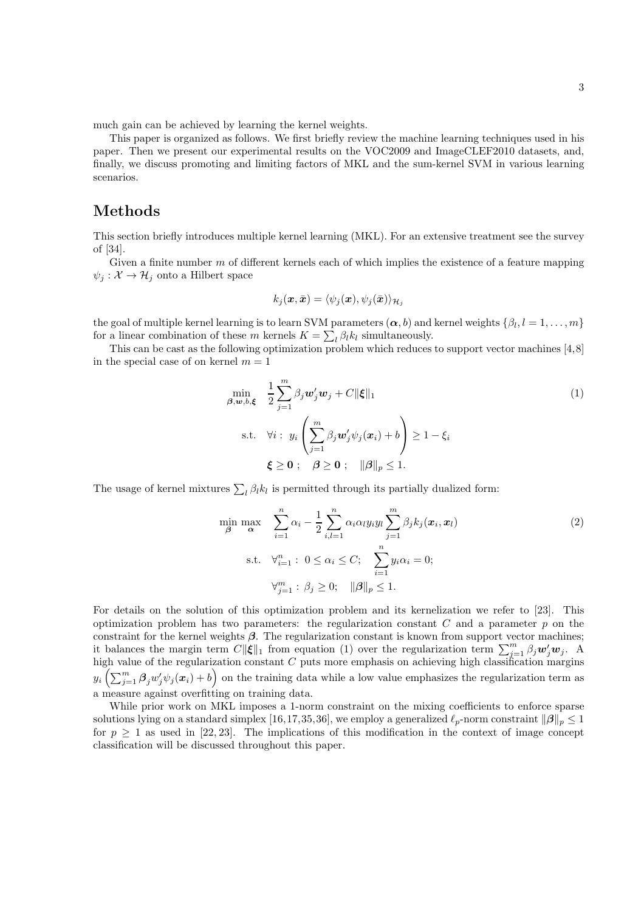much gain can be achieved by learning the kernel weights.

This paper is organized as follows. We first briefly review the machine learning techniques used in his paper. Then we present our experimental results on the VOC2009 and ImageCLEF2010 datasets, and, finally, we discuss promoting and limiting factors of MKL and the sum-kernel SVM in various learning scenarios.

## Methods

This section briefly introduces multiple kernel learning (MKL). For an extensive treatment see the survey of [34].

Given a finite number $m$ of different kernels each of which implies the existence of a feature mapping $\psi_j : \mathcal{X} \rightarrow \mathcal{H}_j$ onto a Hilbert space

$$k_j(\boldsymbol{x}, \bar{\boldsymbol{x}}) = \langle \psi_j(\boldsymbol{x}), \psi_j(\bar{\boldsymbol{x}}) \rangle_{\mathcal{H}_j}$$

the goal of multiple kernel learning is to learn SVM parameters $(\boldsymbol{\alpha}, b)$ and kernel weights $\{\beta_l, l = 1, \ldots, m\}$ for a linear combination of these $m$ kernels $K = \sum_l \beta_l k_l$ simultaneously.

This can be cast as the following optimization problem which reduces to support vector machines [4,8] in the special case of on kernel $m = 1$

$$\begin{aligned}
\min_{\boldsymbol{\beta}, \boldsymbol{w}, b, \boldsymbol{\xi}} \quad & \frac{1}{2} \sum_{j=1}^{m} \beta_j \boldsymbol{w}_j' \boldsymbol{w}_j + C \|\boldsymbol{\xi}\|_1 \\
\text{s.t.} \quad & \forall i : \; y_i \left( \sum_{j=1}^{m} \beta_j \boldsymbol{w}_j' \psi_j(\boldsymbol{x}_i) + b \right) \geq 1 - \xi_i \\
& \boldsymbol{\xi} \geq \boldsymbol{0} \; ; \quad \boldsymbol{\beta} \geq \boldsymbol{0} \; ; \quad \|\boldsymbol{\beta}\|_p \leq 1.
\end{aligned} \tag{1}$$

The usage of kernel mixtures $\sum_l \beta_l k_l$ is permitted through its partially dualized form:

$$\begin{aligned}
\min_{\boldsymbol{\beta}} \max_{\boldsymbol{\alpha}} \quad & \sum_{i=1}^{n} \alpha_i - \frac{1}{2} \sum_{i,l=1}^{n} \alpha_i \alpha_l y_i y_l \sum_{j=1}^{m} \beta_j k_j(\boldsymbol{x}_i, \boldsymbol{x}_l) \\
\text{s.t.} \quad & \forall_{i=1}^{n} : \; 0 \leq \alpha_i \leq C; \quad \sum_{i=1}^{n} y_i \alpha_i = 0; \\
& \forall_{j=1}^{m} : \; \beta_j \geq 0; \quad \|\boldsymbol{\beta}\|_p \leq 1.
\end{aligned} \tag{2}$$

For details on the solution of this optimization problem and its kernelization we refer to [23]. This optimization problem has two parameters: the regularization constant $C$ and a parameter $p$ on the constraint for the kernel weights $\boldsymbol{\beta}$. The regularization constant is known from support vector machines; it balances the margin term $C\|\boldsymbol{\xi}\|_1$ from equation (1) over the regularization term $\sum_{j=1}^{m} \beta_j \boldsymbol{w}_j' \boldsymbol{w}_j$. A high value of the regularization constant $C$ puts more emphasis on achieving high classification margins $y_i \left( \sum_{j=1}^{m} \boldsymbol{\beta}_j w_j' \psi_j(\boldsymbol{x}_i) + b \right)$ on the training data while a low value emphasizes the regularization term as a measure against overfitting on training data.

While prior work on MKL imposes a 1-norm constraint on the mixing coefficients to enforce sparse solutions lying on a standard simplex [16,17,35,36], we employ a generalized $\ell_p$-norm constraint $\|\boldsymbol{\beta}\|_p \leq 1$ for $p \geq 1$ as used in [22,23]. The implications of this modification in the context of image concept classification will be discussed throughout this paper.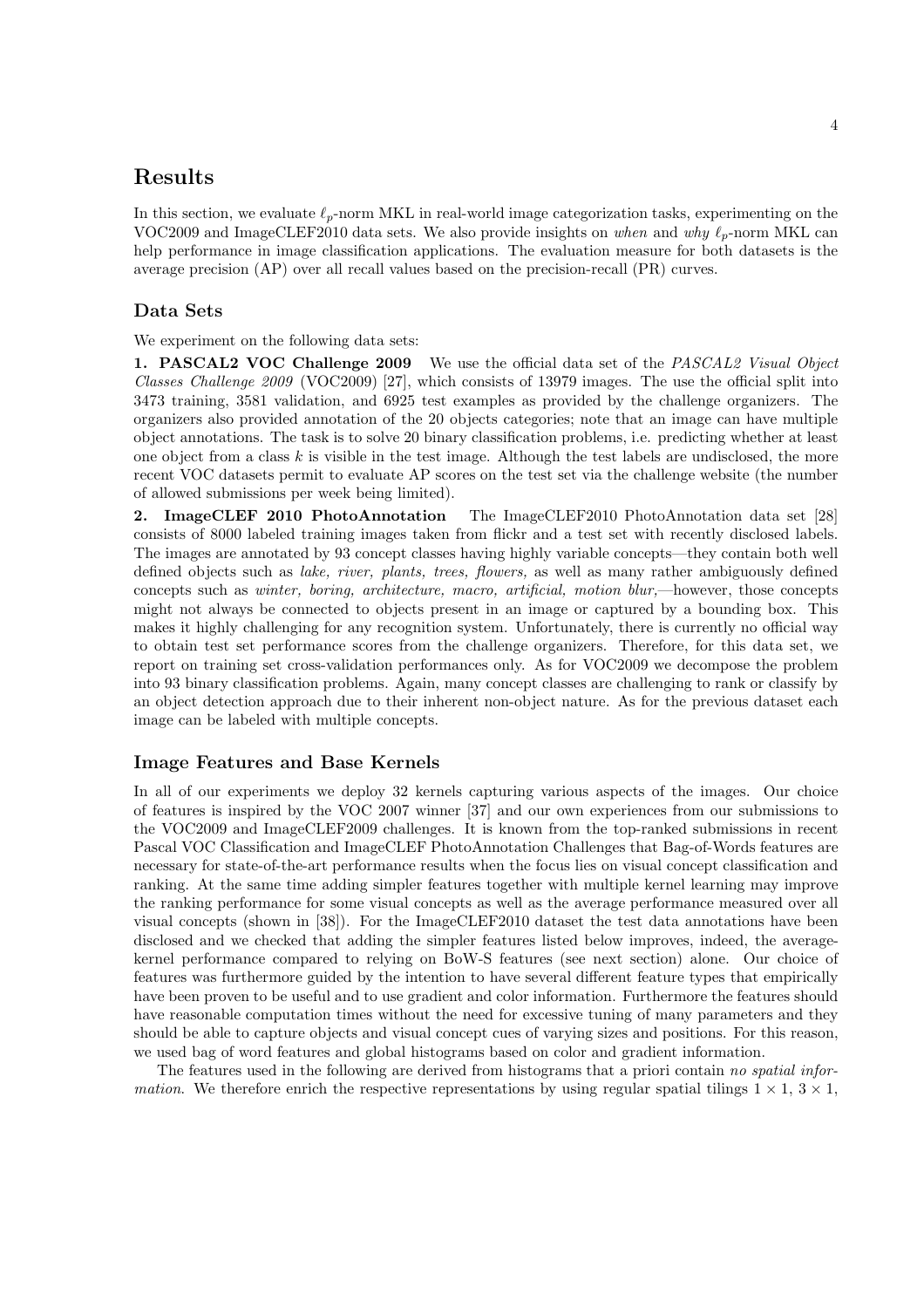# Results

In this section, we evaluate $\ell_p$-norm MKL in real-world image categorization tasks, experimenting on the VOC2009 and ImageCLEF2010 data sets. We also provide insights on *when* and *why* $\ell_p$-norm MKL can help performance in image classification applications. The evaluation measure for both datasets is the average precision (AP) over all recall values based on the precision-recall (PR) curves.

## Data Sets

We experiment on the following data sets:

**1. PASCAL2 VOC Challenge 2009** We use the official data set of the *PASCAL2 Visual Object Classes Challenge 2009* (VOC2009) [27], which consists of 13979 images. The use the official split into 3473 training, 3581 validation, and 6925 test examples as provided by the challenge organizers. The organizers also provided annotation of the 20 objects categories; note that an image can have multiple object annotations. The task is to solve 20 binary classification problems, i.e. predicting whether at least one object from a class $k$ is visible in the test image. Although the test labels are undisclosed, the more recent VOC datasets permit to evaluate AP scores on the test set via the challenge website (the number of allowed submissions per week being limited).

**2. ImageCLEF 2010 PhotoAnnotation** The ImageCLEF2010 PhotoAnnotation data set [28] consists of 8000 labeled training images taken from flickr and a test set with recently disclosed labels. The images are annotated by 93 concept classes having highly variable concepts—they contain both well defined objects such as *lake, river, plants, trees, flowers,* as well as many rather ambiguously defined concepts such as *winter, boring, architecture, macro, artificial, motion blur,*—however, those concepts might not always be connected to objects present in an image or captured by a bounding box. This makes it highly challenging for any recognition system. Unfortunately, there is currently no official way to obtain test set performance scores from the challenge organizers. Therefore, for this data set, we report on training set cross-validation performances only. As for VOC2009 we decompose the problem into 93 binary classification problems. Again, many concept classes are challenging to rank or classify by an object detection approach due to their inherent non-object nature. As for the previous dataset each image can be labeled with multiple concepts.

## Image Features and Base Kernels

In all of our experiments we deploy 32 kernels capturing various aspects of the images. Our choice of features is inspired by the VOC 2007 winner [37] and our own experiences from our submissions to the VOC2009 and ImageCLEF2009 challenges. It is known from the top-ranked submissions in recent Pascal VOC Classification and ImageCLEF PhotoAnnotation Challenges that Bag-of-Words features are necessary for state-of-the-art performance results when the focus lies on visual concept classification and ranking. At the same time adding simpler features together with multiple kernel learning may improve the ranking performance for some visual concepts as well as the average performance measured over all visual concepts (shown in [38]). For the ImageCLEF2010 dataset the test data annotations have been disclosed and we checked that adding the simpler features listed below improves, indeed, the average-kernel performance compared to relying on BoW-S features (see next section) alone. Our choice of features was furthermore guided by the intention to have several different feature types that empirically have been proven to be useful and to use gradient and color information. Furthermore the features should have reasonable computation times without the need for excessive tuning of many parameters and they should be able to capture objects and visual concept cues of varying sizes and positions. For this reason, we used bag of word features and global histograms based on color and gradient information.

The features used in the following are derived from histograms that a priori contain *no spatial information*. We therefore enrich the respective representations by using regular spatial tilings $1 \times 1$, $3 \times 1$,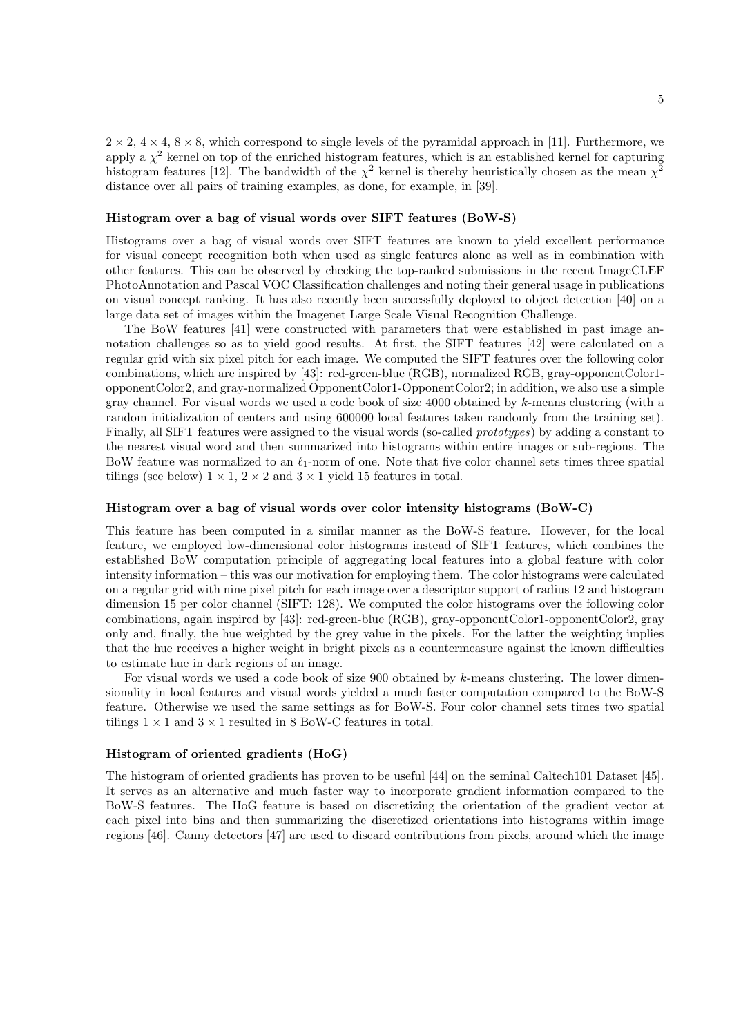$2 \times 2$, $4 \times 4$, $8 \times 8$, which correspond to single levels of the pyramidal approach in [11]. Furthermore, we apply a $\chi^2$ kernel on top of the enriched histogram features, which is an established kernel for capturing histogram features [12]. The bandwidth of the $\chi^2$ kernel is thereby heuristically chosen as the mean $\chi^2$ distance over all pairs of training examples, as done, for example, in [39].

### Histogram over a bag of visual words over SIFT features (BoW-S)

Histograms over a bag of visual words over SIFT features are known to yield excellent performance for visual concept recognition both when used as single features alone as well as in combination with other features. This can be observed by checking the top-ranked submissions in the recent ImageCLEF PhotoAnnotation and Pascal VOC Classification challenges and noting their general usage in publications on visual concept ranking. It has also recently been successfully deployed to object detection [40] on a large data set of images within the Imagenet Large Scale Visual Recognition Challenge.

The BoW features [41] were constructed with parameters that were established in past image annotation challenges so as to yield good results. At first, the SIFT features [42] were calculated on a regular grid with six pixel pitch for each image. We computed the SIFT features over the following color combinations, which are inspired by [43]: red-green-blue (RGB), normalized RGB, gray-opponentColor1-opponentColor2, and gray-normalized OpponentColor1-OpponentColor2; in addition, we also use a simple gray channel. For visual words we used a code book of size 4000 obtained by $k$-means clustering (with a random initialization of centers and using 600000 local features taken randomly from the training set). Finally, all SIFT features were assigned to the visual words (so-called *prototypes*) by adding a constant to the nearest visual word and then summarized into histograms within entire images or sub-regions. The BoW feature was normalized to an $\ell_1$-norm of one. Note that five color channel sets times three spatial tilings (see below) $1 \times 1$, $2 \times 2$ and $3 \times 1$ yield 15 features in total.

### Histogram over a bag of visual words over color intensity histograms (BoW-C)

This feature has been computed in a similar manner as the BoW-S feature. However, for the local feature, we employed low-dimensional color histograms instead of SIFT features, which combines the established BoW computation principle of aggregating local features into a global feature with color intensity information – this was our motivation for employing them. The color histograms were calculated on a regular grid with nine pixel pitch for each image over a descriptor support of radius 12 and histogram dimension 15 per color channel (SIFT: 128). We computed the color histograms over the following color combinations, again inspired by [43]: red-green-blue (RGB), gray-opponentColor1-opponentColor2, gray only and, finally, the hue weighted by the grey value in the pixels. For the latter the weighting implies that the hue receives a higher weight in bright pixels as a countermeasure against the known difficulties to estimate hue in dark regions of an image.

For visual words we used a code book of size 900 obtained by $k$-means clustering. The lower dimensionality in local features and visual words yielded a much faster computation compared to the BoW-S feature. Otherwise we used the same settings as for BoW-S. Four color channel sets times two spatial tilings $1 \times 1$ and $3 \times 1$ resulted in 8 BoW-C features in total.

### Histogram of oriented gradients (HoG)

The histogram of oriented gradients has proven to be useful [44] on the seminal Caltech101 Dataset [45]. It serves as an alternative and much faster way to incorporate gradient information compared to the BoW-S features. The HoG feature is based on discretizing the orientation of the gradient vector at each pixel into bins and then summarizing the discretized orientations into histograms within image regions [46]. Canny detectors [47] are used to discard contributions from pixels, around which the image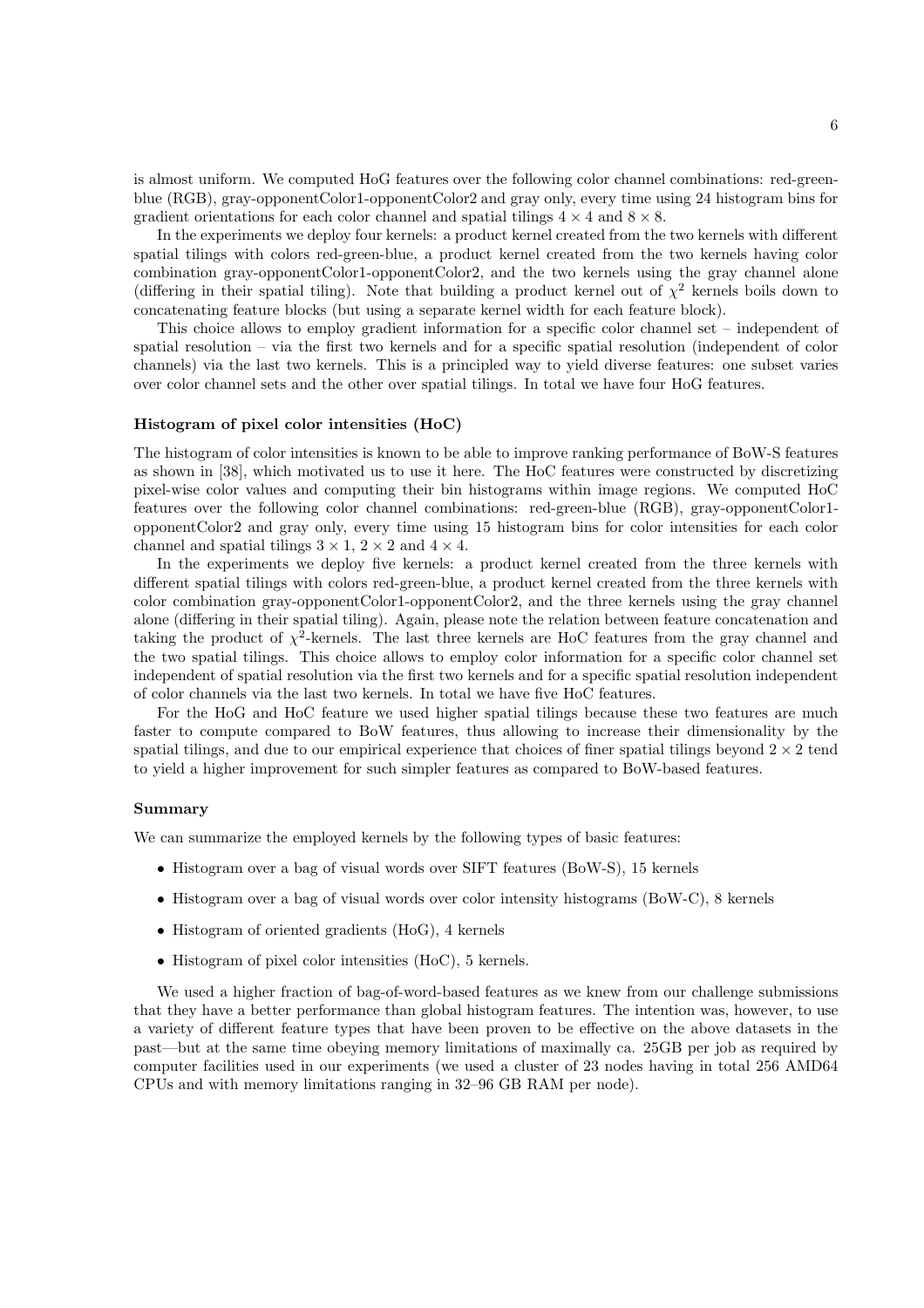is almost uniform. We computed HoG features over the following color channel combinations: red-green-blue (RGB), gray-opponentColor1-opponentColor2 and gray only, every time using 24 histogram bins for gradient orientations for each color channel and spatial tilings $4 \times 4$ and $8 \times 8$.

In the experiments we deploy four kernels: a product kernel created from the two kernels with different spatial tilings with colors red-green-blue, a product kernel created from the two kernels having color combination gray-opponentColor1-opponentColor2, and the two kernels using the gray channel alone (differing in their spatial tiling). Note that building a product kernel out of $\chi^2$ kernels boils down to concatenating feature blocks (but using a separate kernel width for each feature block).

This choice allows to employ gradient information for a specific color channel set – independent of spatial resolution – via the first two kernels and for a specific spatial resolution (independent of color channels) via the last two kernels. This is a principled way to yield diverse features: one subset varies over color channel sets and the other over spatial tilings. In total we have four HoG features.

### Histogram of pixel color intensities (HoC)

The histogram of color intensities is known to be able to improve ranking performance of BoW-S features as shown in [38], which motivated us to use it here. The HoC features were constructed by discretizing pixel-wise color values and computing their bin histograms within image regions. We computed HoC features over the following color channel combinations: red-green-blue (RGB), gray-opponentColor1-opponentColor2 and gray only, every time using 15 histogram bins for color intensities for each color channel and spatial tilings $3 \times 1$, $2 \times 2$ and $4 \times 4$.

In the experiments we deploy five kernels: a product kernel created from the three kernels with different spatial tilings with colors red-green-blue, a product kernel created from the three kernels with color combination gray-opponentColor1-opponentColor2, and the three kernels using the gray channel alone (differing in their spatial tiling). Again, please note the relation between feature concatenation and taking the product of $\chi^2$-kernels. The last three kernels are HoC features from the gray channel and the two spatial tilings. This choice allows to employ color information for a specific color channel set independent of spatial resolution via the first two kernels and for a specific spatial resolution independent of color channels via the last two kernels. In total we have five HoC features.

For the HoG and HoC feature we used higher spatial tilings because these two features are much faster to compute compared to BoW features, thus allowing to increase their dimensionality by the spatial tilings, and due to our empirical experience that choices of finer spatial tilings beyond $2 \times 2$ tend to yield a higher improvement for such simpler features as compared to BoW-based features.

### Summary

We can summarize the employed kernels by the following types of basic features:

- Histogram over a bag of visual words over SIFT features (BoW-S), 15 kernels
- Histogram over a bag of visual words over color intensity histograms (BoW-C), 8 kernels
- Histogram of oriented gradients (HoG), 4 kernels
- Histogram of pixel color intensities (HoC), 5 kernels.

We used a higher fraction of bag-of-word-based features as we knew from our challenge submissions that they have a better performance than global histogram features. The intention was, however, to use a variety of different feature types that have been proven to be effective on the above datasets in the past—but at the same time obeying memory limitations of maximally ca. 25GB per job as required by computer facilities used in our experiments (we used a cluster of 23 nodes having in total 256 AMD64 CPUs and with memory limitations ranging in 32–96 GB RAM per node).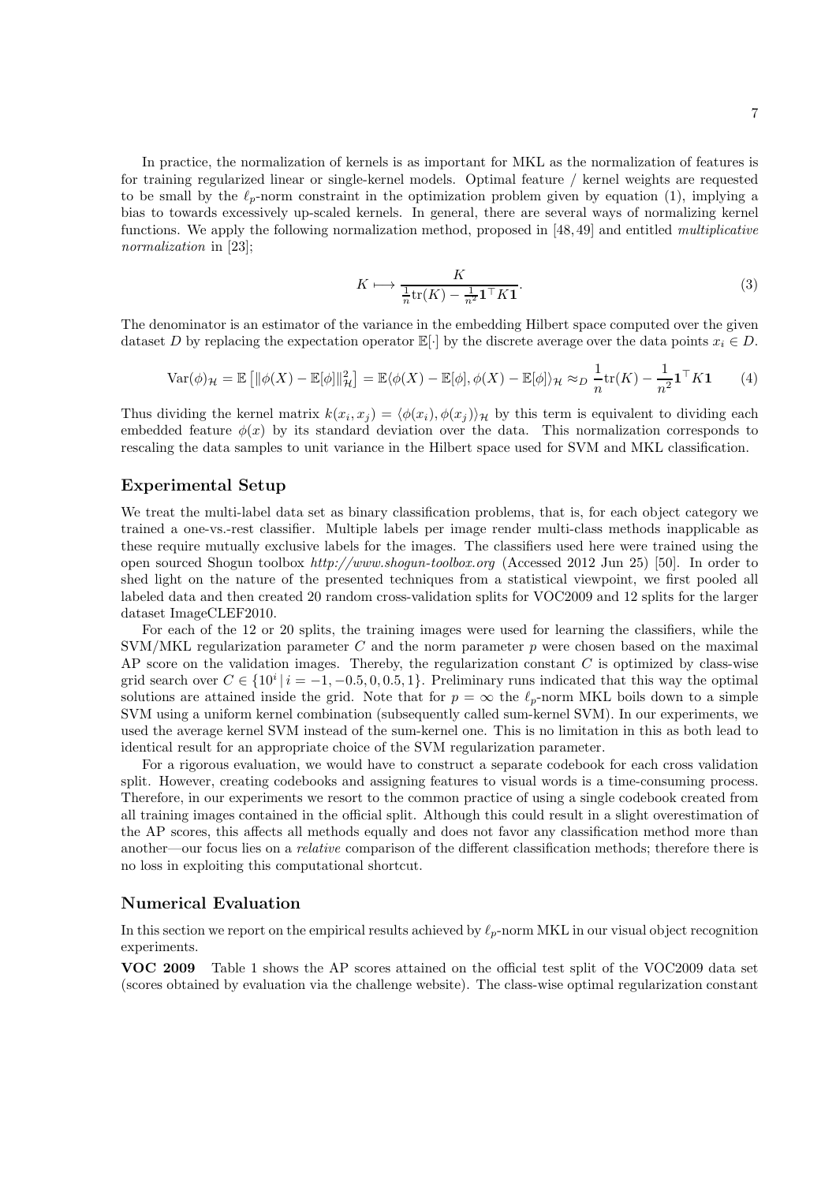In practice, the normalization of kernels is as important for MKL as the normalization of features is for training regularized linear or single-kernel models. Optimal feature / kernel weights are requested to be small by the $\ell_p$-norm constraint in the optimization problem given by equation (1), implying a bias to towards excessively up-scaled kernels. In general, there are several ways of normalizing kernel functions. We apply the following normalization method, proposed in [48, 49] and entitled *multiplicative normalization* in [23];

$$K \longmapsto \frac{K}{\frac{1}{n}\mathrm{tr}(K) - \frac{1}{n^2}\mathbf{1}^\top K\mathbf{1}}. \tag{3}$$

The denominator is an estimator of the variance in the embedding Hilbert space computed over the given dataset $D$ by replacing the expectation operator $\mathbb{E}[\cdot]$ by the discrete average over the data points $x_i \in D$.

$$\mathrm{Var}(\phi)_{\mathcal{H}} = \mathbb{E}\left[\|\phi(X) - \mathbb{E}[\phi]\|_{\mathcal{H}}^2\right] = \mathbb{E}\langle\phi(X) - \mathbb{E}[\phi], \phi(X) - \mathbb{E}[\phi]\rangle_{\mathcal{H}} \approx_D \frac{1}{n}\mathrm{tr}(K) - \frac{1}{n^2}\mathbf{1}^\top K\mathbf{1} \tag{4}$$

Thus dividing the kernel matrix $k(x_i, x_j) = \langle\phi(x_i), \phi(x_j)\rangle_{\mathcal{H}}$ by this term is equivalent to dividing each embedded feature $\phi(x)$ by its standard deviation over the data. This normalization corresponds to rescaling the data samples to unit variance in the Hilbert space used for SVM and MKL classification.

## Experimental Setup

We treat the multi-label data set as binary classification problems, that is, for each object category we trained a one-vs.-rest classifier. Multiple labels per image render multi-class methods inapplicable as these require mutually exclusive labels for the images. The classifiers used here were trained using the open sourced Shogun toolbox *http://www.shogun-toolbox.org* (Accessed 2012 Jun 25) [50]. In order to shed light on the nature of the presented techniques from a statistical viewpoint, we first pooled all labeled data and then created 20 random cross-validation splits for VOC2009 and 12 splits for the larger dataset ImageCLEF2010.

For each of the 12 or 20 splits, the training images were used for learning the classifiers, while the SVM/MKL regularization parameter $C$ and the norm parameter $p$ were chosen based on the maximal AP score on the validation images. Thereby, the regularization constant $C$ is optimized by class-wise grid search over $C \in \{10^i \,|\, i = -1, -0.5, 0, 0.5, 1\}$. Preliminary runs indicated that this way the optimal solutions are attained inside the grid. Note that for $p = \infty$ the $\ell_p$-norm MKL boils down to a simple SVM using a uniform kernel combination (subsequently called sum-kernel SVM). In our experiments, we used the average kernel SVM instead of the sum-kernel one. This is no limitation in this as both lead to identical result for an appropriate choice of the SVM regularization parameter.

For a rigorous evaluation, we would have to construct a separate codebook for each cross validation split. However, creating codebooks and assigning features to visual words is a time-consuming process. Therefore, in our experiments we resort to the common practice of using a single codebook created from all training images contained in the official split. Although this could result in a slight overestimation of the AP scores, this affects all methods equally and does not favor any classification method more than another—our focus lies on a *relative* comparison of the different classification methods; therefore there is no loss in exploiting this computational shortcut.

## Numerical Evaluation

In this section we report on the empirical results achieved by $\ell_p$-norm MKL in our visual object recognition experiments.

**VOC 2009** Table 1 shows the AP scores attained on the official test split of the VOC2009 data set (scores obtained by evaluation via the challenge website). The class-wise optimal regularization constant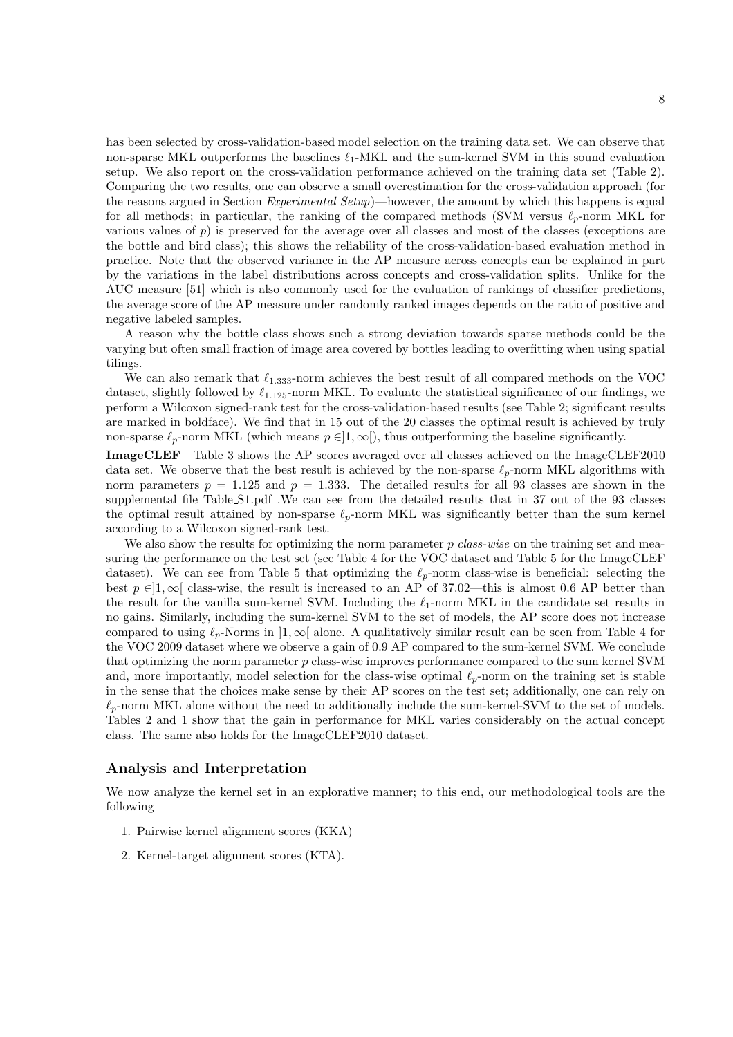has been selected by cross-validation-based model selection on the training data set. We can observe that non-sparse MKL outperforms the baselines $\ell_1$-MKL and the sum-kernel SVM in this sound evaluation setup. We also report on the cross-validation performance achieved on the training data set (Table 2). Comparing the two results, one can observe a small overestimation for the cross-validation approach (for the reasons argued in Section *Experimental Setup*)—however, the amount by which this happens is equal for all methods; in particular, the ranking of the compared methods (SVM versus $\ell_p$-norm MKL for various values of $p$) is preserved for the average over all classes and most of the classes (exceptions are the bottle and bird class); this shows the reliability of the cross-validation-based evaluation method in practice. Note that the observed variance in the AP measure across concepts can be explained in part by the variations in the label distributions across concepts and cross-validation splits. Unlike for the AUC measure [51] which is also commonly used for the evaluation of rankings of classifier predictions, the average score of the AP measure under randomly ranked images depends on the ratio of positive and negative labeled samples.

A reason why the bottle class shows such a strong deviation towards sparse methods could be the varying but often small fraction of image area covered by bottles leading to overfitting when using spatial tilings.

We can also remark that $\ell_{1.333}$-norm achieves the best result of all compared methods on the VOC dataset, slightly followed by $\ell_{1.125}$-norm MKL. To evaluate the statistical significance of our findings, we perform a Wilcoxon signed-rank test for the cross-validation-based results (see Table 2; significant results are marked in boldface). We find that in 15 out of the 20 classes the optimal result is achieved by truly non-sparse $\ell_p$-norm MKL (which means $p \in ]1, \infty[$), thus outperforming the baseline significantly.

**ImageCLEF** Table 3 shows the AP scores averaged over all classes achieved on the ImageCLEF2010 data set. We observe that the best result is achieved by the non-sparse $\ell_p$-norm MKL algorithms with norm parameters $p = 1.125$ and $p = 1.333$. The detailed results for all 93 classes are shown in the supplemental file Table_S1.pdf .We can see from the detailed results that in 37 out of the 93 classes the optimal result attained by non-sparse $\ell_p$-norm MKL was significantly better than the sum kernel according to a Wilcoxon signed-rank test.

We also show the results for optimizing the norm parameter $p$ *class-wise* on the training set and measuring the performance on the test set (see Table 4 for the VOC dataset and Table 5 for the ImageCLEF dataset). We can see from Table 5 that optimizing the $\ell_p$-norm class-wise is beneficial: selecting the best $p \in ]1, \infty[$ class-wise, the result is increased to an AP of 37.02—this is almost 0.6 AP better than the result for the vanilla sum-kernel SVM. Including the $\ell_1$-norm MKL in the candidate set results in no gains. Similarly, including the sum-kernel SVM to the set of models, the AP score does not increase compared to using $\ell_p$-Norms in $]1, \infty[$ alone. A qualitatively similar result can be seen from Table 4 for the VOC 2009 dataset where we observe a gain of 0.9 AP compared to the sum-kernel SVM. We conclude that optimizing the norm parameter $p$ class-wise improves performance compared to the sum kernel SVM and, more importantly, model selection for the class-wise optimal $\ell_p$-norm on the training set is stable in the sense that the choices make sense by their AP scores on the test set; additionally, one can rely on $\ell_p$-norm MKL alone without the need to additionally include the sum-kernel-SVM to the set of models. Tables 2 and 1 show that the gain in performance for MKL varies considerably on the actual concept class. The same also holds for the ImageCLEF2010 dataset.

## Analysis and Interpretation

We now analyze the kernel set in an explorative manner; to this end, our methodological tools are the following

1. Pairwise kernel alignment scores (KKA)
2. Kernel-target alignment scores (KTA).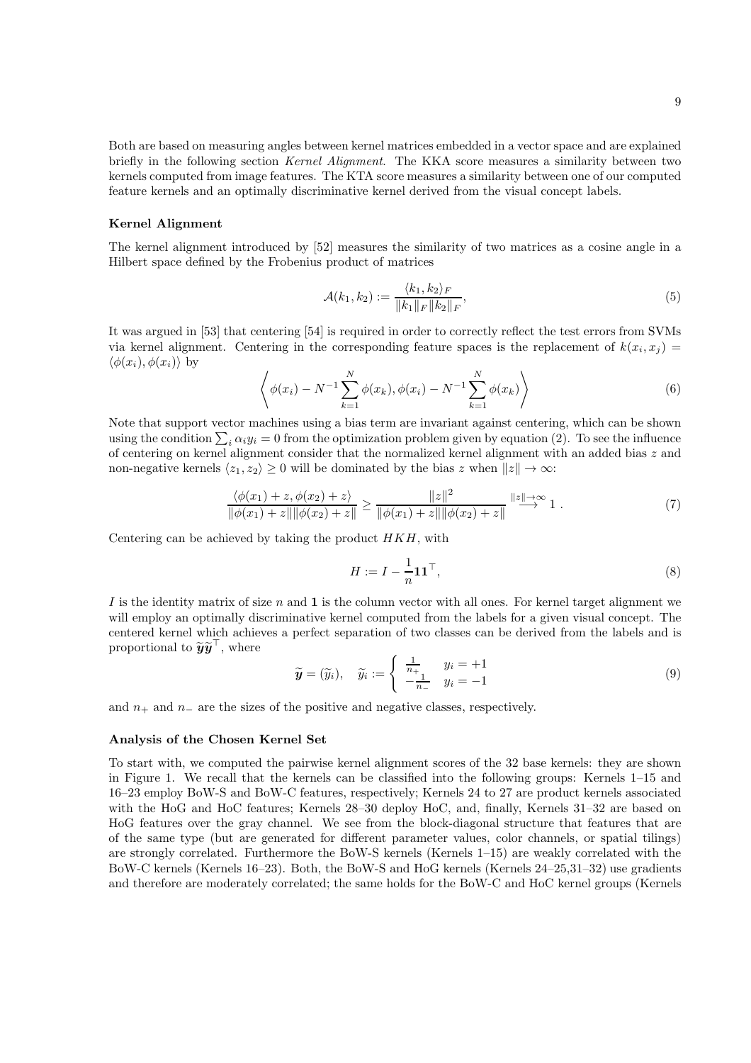Both are based on measuring angles between kernel matrices embedded in a vector space and are explained briefly in the following section *Kernel Alignment*. The KKA score measures a similarity between two kernels computed from image features. The KTA score measures a similarity between one of our computed feature kernels and an optimally discriminative kernel derived from the visual concept labels.

### Kernel Alignment

The kernel alignment introduced by [52] measures the similarity of two matrices as a cosine angle in a Hilbert space defined by the Frobenius product of matrices

$$\mathcal{A}(k_1, k_2) := \frac{\langle k_1, k_2 \rangle_F}{\|k_1\|_F \|k_2\|_F}, \tag{5}$$

It was argued in [53] that centering [54] is required in order to correctly reflect the test errors from SVMs via kernel alignment. Centering in the corresponding feature spaces is the replacement of $k(x_i, x_j) = \langle \phi(x_i), \phi(x_i) \rangle$ by

$$\left\langle \phi(x_i) - N^{-1} \sum_{k=1}^{N} \phi(x_k), \phi(x_i) - N^{-1} \sum_{k=1}^{N} \phi(x_k) \right\rangle \tag{6}$$

Note that support vector machines using a bias term are invariant against centering, which can be shown using the condition $\sum_i \alpha_i y_i = 0$ from the optimization problem given by equation (2). To see the influence of centering on kernel alignment consider that the normalized kernel alignment with an added bias $z$ and non-negative kernels $\langle z_1, z_2 \rangle \geq 0$ will be dominated by the bias $z$ when $\|z\| \to \infty$:

$$\frac{\langle \phi(x_1) + z, \phi(x_2) + z \rangle}{\|\phi(x_1) + z\| \|\phi(x_2) + z\|} \geq \frac{\|z\|^2}{\|\phi(x_1) + z\| \|\phi(x_2) + z\|} \overset{\|z\| \to \infty}{\longrightarrow} 1 \; . \tag{7}$$

Centering can be achieved by taking the product $HKH$, with

$$H := I - \frac{1}{n} \mathbf{1} \mathbf{1}^\top, \tag{8}$$

$I$ is the identity matrix of size $n$ and $\mathbf{1}$ is the column vector with all ones. For kernel target alignment we will employ an optimally discriminative kernel computed from the labels for a given visual concept. The centered kernel which achieves a perfect separation of two classes can be derived from the labels and is proportional to $\widetilde{\boldsymbol{y}} \widetilde{\boldsymbol{y}}^\top$, where

$$\widetilde{\boldsymbol{y}} = (\widetilde{y}_i), \quad \widetilde{y}_i := \begin{cases} \frac{1}{n_+} & y_i = +1 \\ -\frac{1}{n_-} & y_i = -1 \end{cases} \tag{9}$$

and $n_+$ and $n_-$ are the sizes of the positive and negative classes, respectively.

### Analysis of the Chosen Kernel Set

To start with, we computed the pairwise kernel alignment scores of the 32 base kernels: they are shown in Figure 1. We recall that the kernels can be classified into the following groups: Kernels 1–15 and 16–23 employ BoW-S and BoW-C features, respectively; Kernels 24 to 27 are product kernels associated with the HoG and HoC features; Kernels 28–30 deploy HoC, and, finally, Kernels 31–32 are based on HoG features over the gray channel. We see from the block-diagonal structure that features that are of the same type (but are generated for different parameter values, color channels, or spatial tilings) are strongly correlated. Furthermore the BoW-S kernels (Kernels 1–15) are weakly correlated with the BoW-C kernels (Kernels 16–23). Both, the BoW-S and HoG kernels (Kernels 24–25,31–32) use gradients and therefore are moderately correlated; the same holds for the BoW-C and HoC kernel groups (Kernels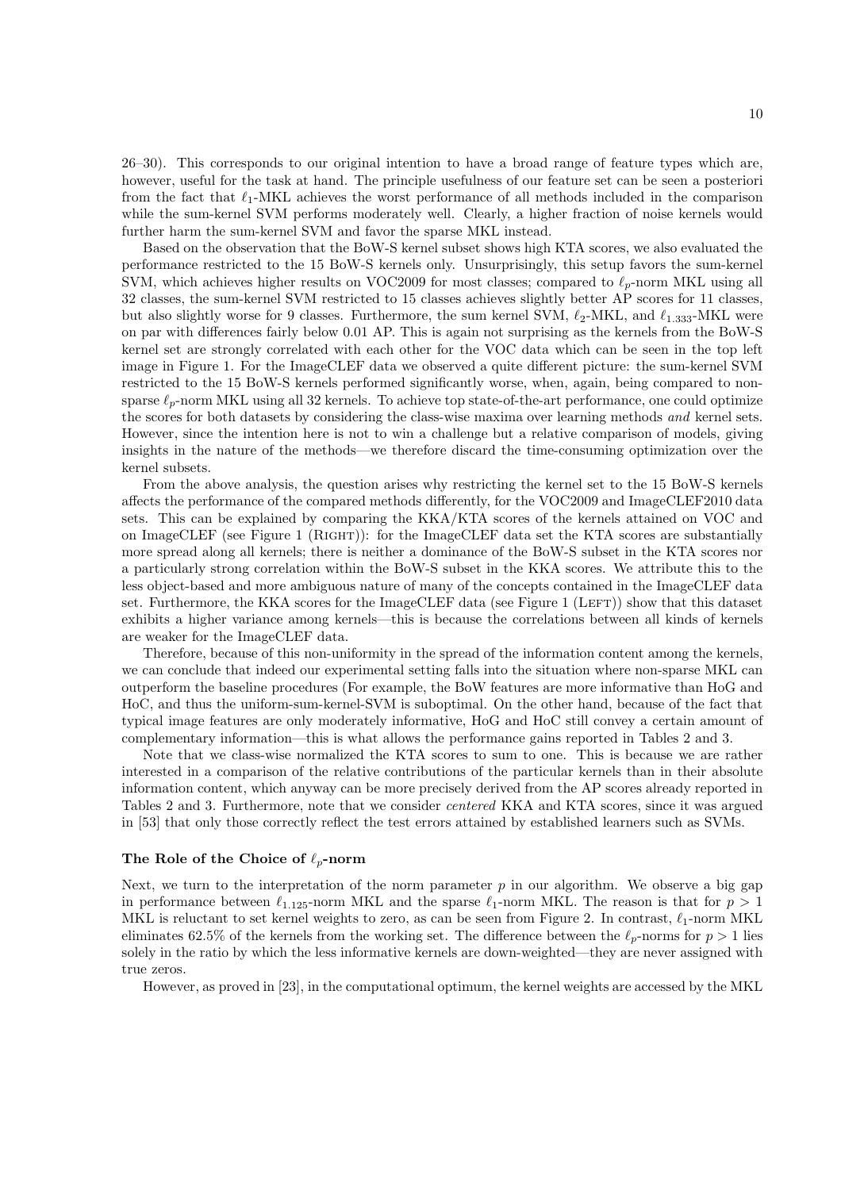26–30). This corresponds to our original intention to have a broad range of feature types which are, however, useful for the task at hand. The principle usefulness of our feature set can be seen a posteriori from the fact that $\ell_1$-MKL achieves the worst performance of all methods included in the comparison while the sum-kernel SVM performs moderately well. Clearly, a higher fraction of noise kernels would further harm the sum-kernel SVM and favor the sparse MKL instead.

Based on the observation that the BoW-S kernel subset shows high KTA scores, we also evaluated the performance restricted to the 15 BoW-S kernels only. Unsurprisingly, this setup favors the sum-kernel SVM, which achieves higher results on VOC2009 for most classes; compared to $\ell_p$-norm MKL using all 32 classes, the sum-kernel SVM restricted to 15 classes achieves slightly better AP scores for 11 classes, but also slightly worse for 9 classes. Furthermore, the sum kernel SVM, $\ell_2$-MKL, and $\ell_{1.333}$-MKL were on par with differences fairly below 0.01 AP. This is again not surprising as the kernels from the BoW-S kernel set are strongly correlated with each other for the VOC data which can be seen in the top left image in Figure 1. For the ImageCLEF data we observed a quite different picture: the sum-kernel SVM restricted to the 15 BoW-S kernels performed significantly worse, when, again, being compared to non-sparse $\ell_p$-norm MKL using all 32 kernels. To achieve top state-of-the-art performance, one could optimize the scores for both datasets by considering the class-wise maxima over learning methods *and* kernel sets. However, since the intention here is not to win a challenge but a relative comparison of models, giving insights in the nature of the methods—we therefore discard the time-consuming optimization over the kernel subsets.

From the above analysis, the question arises why restricting the kernel set to the 15 BoW-S kernels affects the performance of the compared methods differently, for the VOC2009 and ImageCLEF2010 data sets. This can be explained by comparing the KKA/KTA scores of the kernels attained on VOC and on ImageCLEF (see Figure 1 (RIGHT)): for the ImageCLEF data set the KTA scores are substantially more spread along all kernels; there is neither a dominance of the BoW-S subset in the KTA scores nor a particularly strong correlation within the BoW-S subset in the KKA scores. We attribute this to the less object-based and more ambiguous nature of many of the concepts contained in the ImageCLEF data set. Furthermore, the KKA scores for the ImageCLEF data (see Figure 1 (LEFT)) show that this dataset exhibits a higher variance among kernels—this is because the correlations between all kinds of kernels are weaker for the ImageCLEF data.

Therefore, because of this non-uniformity in the spread of the information content among the kernels, we can conclude that indeed our experimental setting falls into the situation where non-sparse MKL can outperform the baseline procedures (For example, the BoW features are more informative than HoG and HoC, and thus the uniform-sum-kernel-SVM is suboptimal. On the other hand, because of the fact that typical image features are only moderately informative, HoG and HoC still convey a certain amount of complementary information—this is what allows the performance gains reported in Tables 2 and 3.

Note that we class-wise normalized the KTA scores to sum to one. This is because we are rather interested in a comparison of the relative contributions of the particular kernels than in their absolute information content, which anyway can be more precisely derived from the AP scores already reported in Tables 2 and 3. Furthermore, note that we consider *centered* KKA and KTA scores, since it was argued in [53] that only those correctly reflect the test errors attained by established learners such as SVMs.

### The Role of the Choice of $\ell_p$-norm

Next, we turn to the interpretation of the norm parameter $p$ in our algorithm. We observe a big gap in performance between $\ell_{1.125}$-norm MKL and the sparse $\ell_1$-norm MKL. The reason is that for $p > 1$ MKL is reluctant to set kernel weights to zero, as can be seen from Figure 2. In contrast, $\ell_1$-norm MKL eliminates 62.5% of the kernels from the working set. The difference between the $\ell_p$-norms for $p > 1$ lies solely in the ratio by which the less informative kernels are down-weighted—they are never assigned with true zeros.

However, as proved in [23], in the computational optimum, the kernel weights are accessed by the MKL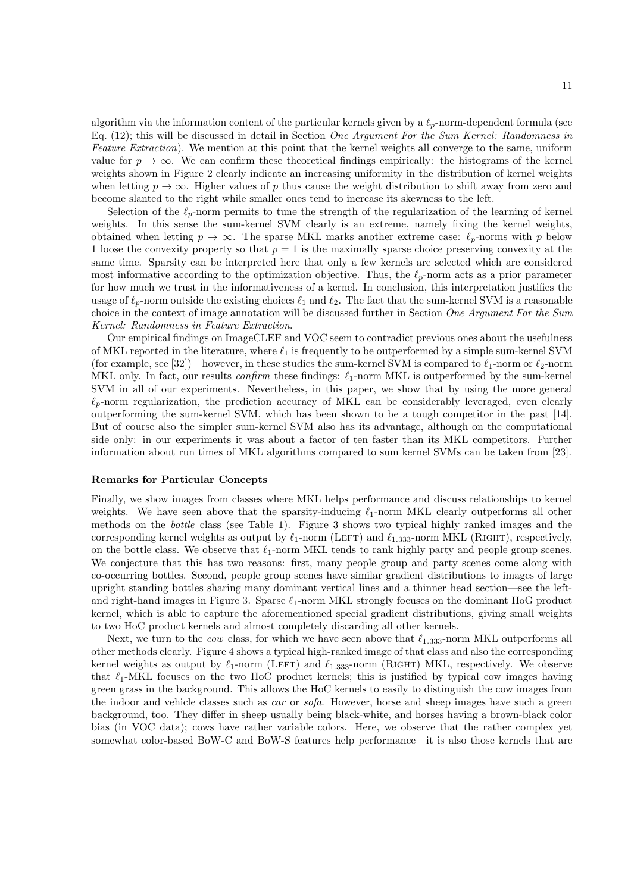algorithm via the information content of the particular kernels given by a $\ell_p$-norm-dependent formula (see Eq. (12); this will be discussed in detail in Section *One Argument For the Sum Kernel: Randomness in Feature Extraction*). We mention at this point that the kernel weights all converge to the same, uniform value for $p \to \infty$. We can confirm these theoretical findings empirically: the histograms of the kernel weights shown in Figure 2 clearly indicate an increasing uniformity in the distribution of kernel weights when letting $p \to \infty$. Higher values of $p$ thus cause the weight distribution to shift away from zero and become slanted to the right while smaller ones tend to increase its skewness to the left.

Selection of the $\ell_p$-norm permits to tune the strength of the regularization of the learning of kernel weights. In this sense the sum-kernel SVM clearly is an extreme, namely fixing the kernel weights, obtained when letting $p \to \infty$. The sparse MKL marks another extreme case: $\ell_p$-norms with $p$ below 1 loose the convexity property so that $p = 1$ is the maximally sparse choice preserving convexity at the same time. Sparsity can be interpreted here that only a few kernels are selected which are considered most informative according to the optimization objective. Thus, the $\ell_p$-norm acts as a prior parameter for how much we trust in the informativeness of a kernel. In conclusion, this interpretation justifies the usage of $\ell_p$-norm outside the existing choices $\ell_1$ and $\ell_2$. The fact that the sum-kernel SVM is a reasonable choice in the context of image annotation will be discussed further in Section *One Argument For the Sum Kernel: Randomness in Feature Extraction*.

Our empirical findings on ImageCLEF and VOC seem to contradict previous ones about the usefulness of MKL reported in the literature, where $\ell_1$ is frequently to be outperformed by a simple sum-kernel SVM (for example, see [32])—however, in these studies the sum-kernel SVM is compared to $\ell_1$-norm or $\ell_2$-norm MKL only. In fact, our results *confirm* these findings: $\ell_1$-norm MKL is outperformed by the sum-kernel SVM in all of our experiments. Nevertheless, in this paper, we show that by using the more general $\ell_p$-norm regularization, the prediction accuracy of MKL can be considerably leveraged, even clearly outperforming the sum-kernel SVM, which has been shown to be a tough competitor in the past [14]. But of course also the simpler sum-kernel SVM also has its advantage, although on the computational side only: in our experiments it was about a factor of ten faster than its MKL competitors. Further information about run times of MKL algorithms compared to sum kernel SVMs can be taken from [23].

**Remarks for Particular Concepts**

Finally, we show images from classes where MKL helps performance and discuss relationships to kernel weights. We have seen above that the sparsity-inducing $\ell_1$-norm MKL clearly outperforms all other methods on the *bottle* class (see Table 1). Figure 3 shows two typical highly ranked images and the corresponding kernel weights as output by $\ell_1$-norm (LEFT) and $\ell_{1.333}$-norm MKL (RIGHT), respectively, on the bottle class. We observe that $\ell_1$-norm MKL tends to rank highly party and people group scenes. We conjecture that this has two reasons: first, many people group and party scenes come along with co-occurring bottles. Second, people group scenes have similar gradient distributions to images of large upright standing bottles sharing many dominant vertical lines and a thinner head section—see the left- and right-hand images in Figure 3. Sparse $\ell_1$-norm MKL strongly focuses on the dominant HoG product kernel, which is able to capture the aforementioned special gradient distributions, giving small weights to two HoC product kernels and almost completely discarding all other kernels.

Next, we turn to the *cow* class, for which we have seen above that $\ell_{1.333}$-norm MKL outperforms all other methods clearly. Figure 4 shows a typical high-ranked image of that class and also the corresponding kernel weights as output by $\ell_1$-norm (LEFT) and $\ell_{1.333}$-norm (RIGHT) MKL, respectively. We observe that $\ell_1$-MKL focuses on the two HoC product kernels; this is justified by typical cow images having green grass in the background. This allows the HoC kernels to easily to distinguish the cow images from the indoor and vehicle classes such as *car* or *sofa*. However, horse and sheep images have such a green background, too. They differ in sheep usually being black-white, and horses having a brown-black color bias (in VOC data); cows have rather variable colors. Here, we observe that the rather complex yet somewhat color-based BoW-C and BoW-S features help performance—it is also those kernels that are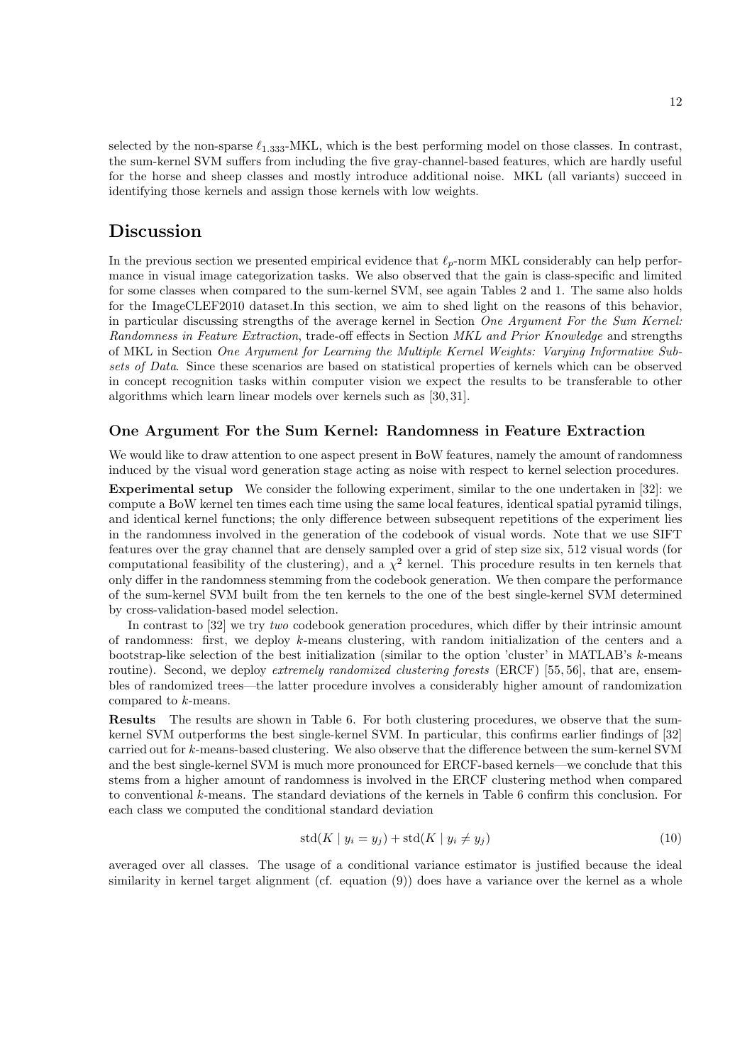selected by the non-sparse $\ell_{1.333}$-MKL, which is the best performing model on those classes. In contrast, the sum-kernel SVM suffers from including the five gray-channel-based features, which are hardly useful for the horse and sheep classes and mostly introduce additional noise. MKL (all variants) succeed in identifying those kernels and assign those kernels with low weights.

## Discussion

In the previous section we presented empirical evidence that $\ell_p$-norm MKL considerably can help performance in visual image categorization tasks. We also observed that the gain is class-specific and limited for some classes when compared to the sum-kernel SVM, see again Tables 2 and 1. The same also holds for the ImageCLEF2010 dataset.In this section, we aim to shed light on the reasons of this behavior, in particular discussing strengths of the average kernel in Section *One Argument For the Sum Kernel: Randomness in Feature Extraction*, trade-off effects in Section *MKL and Prior Knowledge* and strengths of MKL in Section *One Argument for Learning the Multiple Kernel Weights: Varying Informative Subsets of Data*. Since these scenarios are based on statistical properties of kernels which can be observed in concept recognition tasks within computer vision we expect the results to be transferable to other algorithms which learn linear models over kernels such as [30, 31].

### One Argument For the Sum Kernel: Randomness in Feature Extraction

We would like to draw attention to one aspect present in BoW features, namely the amount of randomness induced by the visual word generation stage acting as noise with respect to kernel selection procedures.

**Experimental setup** We consider the following experiment, similar to the one undertaken in [32]: we compute a BoW kernel ten times each time using the same local features, identical spatial pyramid tilings, and identical kernel functions; the only difference between subsequent repetitions of the experiment lies in the randomness involved in the generation of the codebook of visual words. Note that we use SIFT features over the gray channel that are densely sampled over a grid of step size six, 512 visual words (for computational feasibility of the clustering), and a $\chi^2$ kernel. This procedure results in ten kernels that only differ in the randomness stemming from the codebook generation. We then compare the performance of the sum-kernel SVM built from the ten kernels to the one of the best single-kernel SVM determined by cross-validation-based model selection.

In contrast to [32] we try *two* codebook generation procedures, which differ by their intrinsic amount of randomness: first, we deploy $k$-means clustering, with random initialization of the centers and a bootstrap-like selection of the best initialization (similar to the option 'cluster' in MATLAB's $k$-means routine). Second, we deploy *extremely randomized clustering forests* (ERCF) [55, 56], that are, ensembles of randomized trees—the latter procedure involves a considerably higher amount of randomization compared to $k$-means.

**Results** The results are shown in Table 6. For both clustering procedures, we observe that the sum-kernel SVM outperforms the best single-kernel SVM. In particular, this confirms earlier findings of [32] carried out for $k$-means-based clustering. We also observe that the difference between the sum-kernel SVM and the best single-kernel SVM is much more pronounced for ERCF-based kernels—we conclude that this stems from a higher amount of randomness is involved in the ERCF clustering method when compared to conventional $k$-means. The standard deviations of the kernels in Table 6 confirm this conclusion. For each class we computed the conditional standard deviation

$$\mathrm{std}(K \mid y_i = y_j) + \mathrm{std}(K \mid y_i \neq y_j) \tag{10}$$

averaged over all classes. The usage of a conditional variance estimator is justified because the ideal similarity in kernel target alignment (cf. equation (9)) does have a variance over the kernel as a whole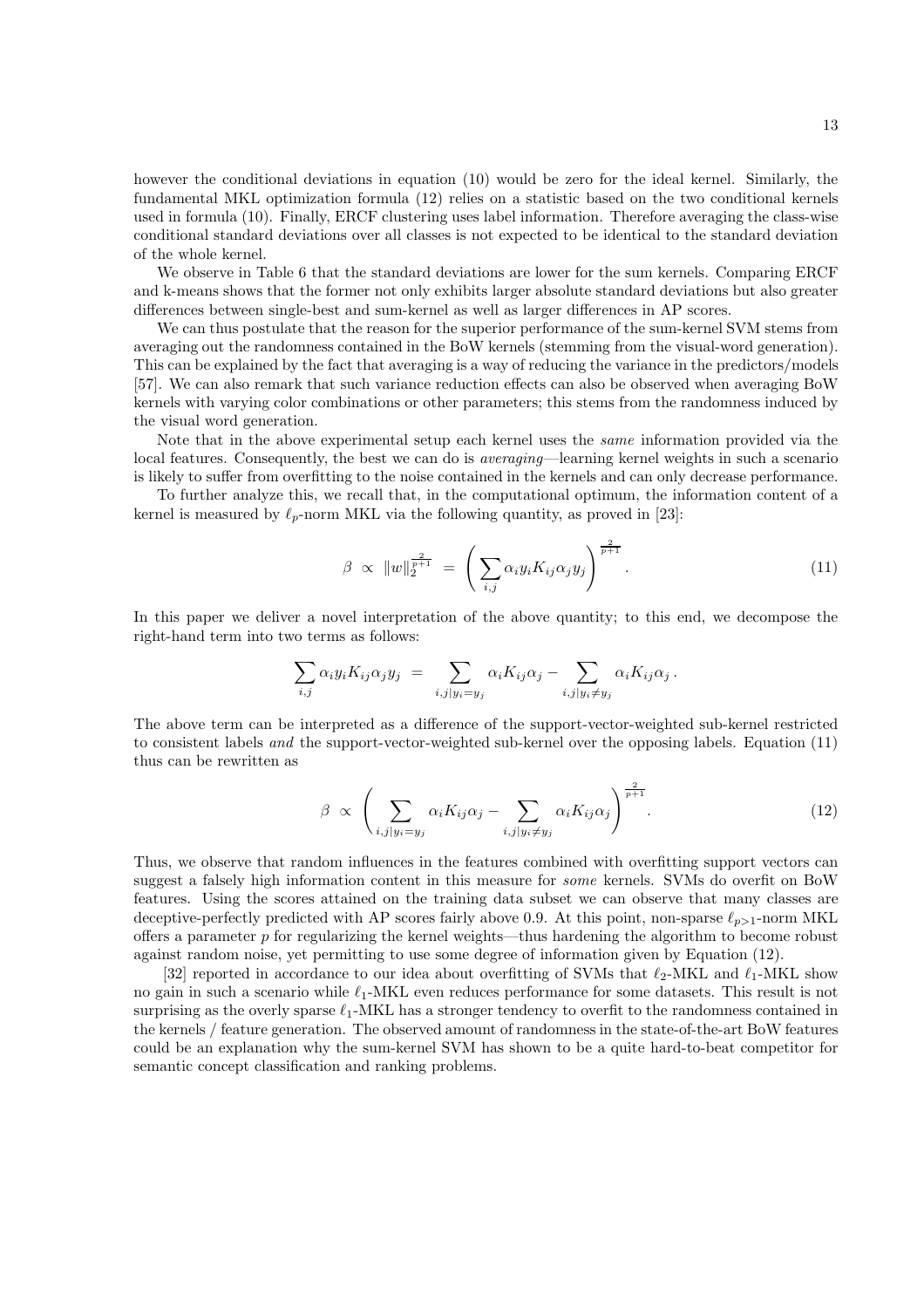however the conditional deviations in equation (10) would be zero for the ideal kernel. Similarly, the fundamental MKL optimization formula (12) relies on a statistic based on the two conditional kernels used in formula (10). Finally, ERCF clustering uses label information. Therefore averaging the class-wise conditional standard deviations over all classes is not expected to be identical to the standard deviation of the whole kernel.

We observe in Table 6 that the standard deviations are lower for the sum kernels. Comparing ERCF and k-means shows that the former not only exhibits larger absolute standard deviations but also greater differences between single-best and sum-kernel as well as larger differences in AP scores.

We can thus postulate that the reason for the superior performance of the sum-kernel SVM stems from averaging out the randomness contained in the BoW kernels (stemming from the visual-word generation). This can be explained by the fact that averaging is a way of reducing the variance in the predictors/models [57]. We can also remark that such variance reduction effects can also be observed when averaging BoW kernels with varying color combinations or other parameters; this stems from the randomness induced by the visual word generation.

Note that in the above experimental setup each kernel uses the *same* information provided via the local features. Consequently, the best we can do is *averaging*—learning kernel weights in such a scenario is likely to suffer from overfitting to the noise contained in the kernels and can only decrease performance.

To further analyze this, we recall that, in the computational optimum, the information content of a kernel is measured by $\ell_p$-norm MKL via the following quantity, as proved in [23]:

$$\beta \;\propto\; \|w\|_2^{\frac{2}{p+1}} \;=\; \left(\sum_{i,j} \alpha_i y_i K_{ij} \alpha_j y_j\right)^{\frac{2}{p+1}}. \tag{11}$$

In this paper we deliver a novel interpretation of the above quantity; to this end, we decompose the right-hand term into two terms as follows:

$$\sum_{i,j} \alpha_i y_i K_{ij} \alpha_j y_j \;=\; \sum_{i,j|y_i=y_j} \alpha_i K_{ij} \alpha_j - \sum_{i,j|y_i\neq y_j} \alpha_i K_{ij} \alpha_j \,.$$

The above term can be interpreted as a difference of the support-vector-weighted sub-kernel restricted to consistent labels *and* the support-vector-weighted sub-kernel over the opposing labels. Equation (11) thus can be rewritten as

$$\beta \;\propto\; \left(\sum_{i,j|y_i=y_j} \alpha_i K_{ij} \alpha_j - \sum_{i,j|y_i\neq y_j} \alpha_i K_{ij} \alpha_j\right)^{\frac{2}{p+1}}. \tag{12}$$

Thus, we observe that random influences in the features combined with overfitting support vectors can suggest a falsely high information content in this measure for *some* kernels. SVMs do overfit on BoW features. Using the scores attained on the training data subset we can observe that many classes are deceptive-perfectly predicted with AP scores fairly above 0.9. At this point, non-sparse $\ell_{p>1}$-norm MKL offers a parameter $p$ for regularizing the kernel weights—thus hardening the algorithm to become robust against random noise, yet permitting to use some degree of information given by Equation (12).

[32] reported in accordance to our idea about overfitting of SVMs that $\ell_2$-MKL and $\ell_1$-MKL show no gain in such a scenario while $\ell_1$-MKL even reduces performance for some datasets. This result is not surprising as the overly sparse $\ell_1$-MKL has a stronger tendency to overfit to the randomness contained in the kernels / feature generation. The observed amount of randomness in the state-of-the-art BoW features could be an explanation why the sum-kernel SVM has shown to be a quite hard-to-beat competitor for semantic concept classification and ranking problems.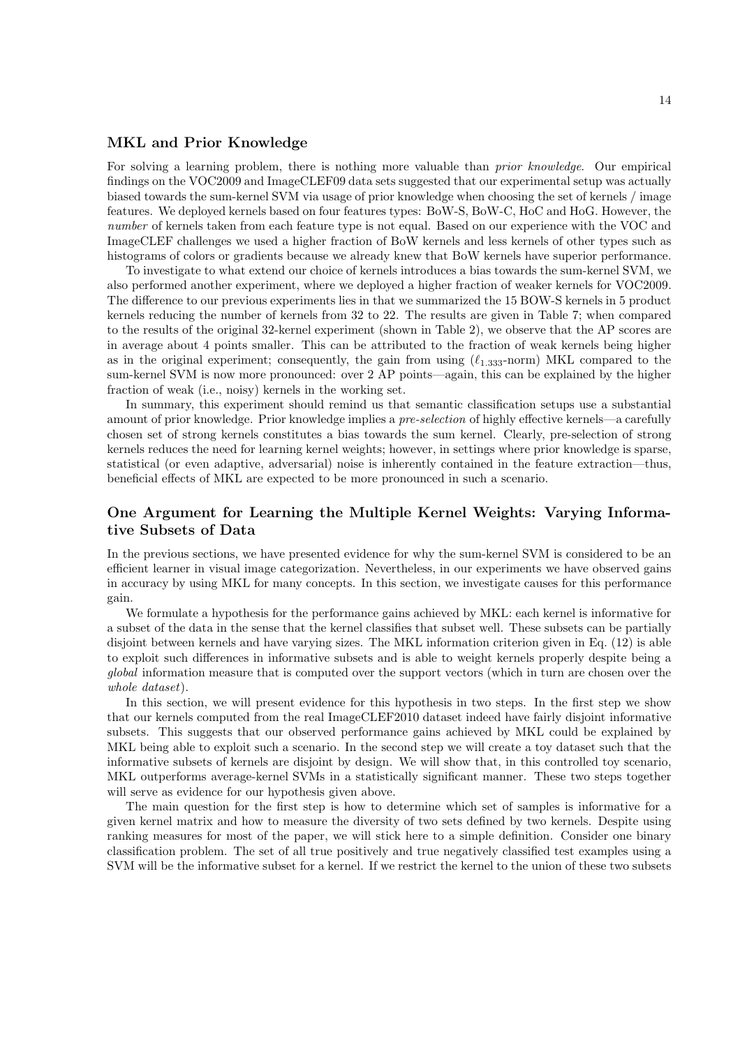## MKL and Prior Knowledge

For solving a learning problem, there is nothing more valuable than *prior knowledge*. Our empirical findings on the VOC2009 and ImageCLEF09 data sets suggested that our experimental setup was actually biased towards the sum-kernel SVM via usage of prior knowledge when choosing the set of kernels / image features. We deployed kernels based on four features types: BoW-S, BoW-C, HoC and HoG. However, the *number* of kernels taken from each feature type is not equal. Based on our experience with the VOC and ImageCLEF challenges we used a higher fraction of BoW kernels and less kernels of other types such as histograms of colors or gradients because we already knew that BoW kernels have superior performance.

To investigate to what extend our choice of kernels introduces a bias towards the sum-kernel SVM, we also performed another experiment, where we deployed a higher fraction of weaker kernels for VOC2009. The difference to our previous experiments lies in that we summarized the 15 BOW-S kernels in 5 product kernels reducing the number of kernels from 32 to 22. The results are given in Table 7; when compared to the results of the original 32-kernel experiment (shown in Table 2), we observe that the AP scores are in average about 4 points smaller. This can be attributed to the fraction of weak kernels being higher as in the original experiment; consequently, the gain from using ($\ell_{1.333}$-norm) MKL compared to the sum-kernel SVM is now more pronounced: over 2 AP points—again, this can be explained by the higher fraction of weak (i.e., noisy) kernels in the working set.

In summary, this experiment should remind us that semantic classification setups use a substantial amount of prior knowledge. Prior knowledge implies a *pre-selection* of highly effective kernels—a carefully chosen set of strong kernels constitutes a bias towards the sum kernel. Clearly, pre-selection of strong kernels reduces the need for learning kernel weights; however, in settings where prior knowledge is sparse, statistical (or even adaptive, adversarial) noise is inherently contained in the feature extraction—thus, beneficial effects of MKL are expected to be more pronounced in such a scenario.

## One Argument for Learning the Multiple Kernel Weights: Varying Informative Subsets of Data

In the previous sections, we have presented evidence for why the sum-kernel SVM is considered to be an efficient learner in visual image categorization. Nevertheless, in our experiments we have observed gains in accuracy by using MKL for many concepts. In this section, we investigate causes for this performance gain.

We formulate a hypothesis for the performance gains achieved by MKL: each kernel is informative for a subset of the data in the sense that the kernel classifies that subset well. These subsets can be partially disjoint between kernels and have varying sizes. The MKL information criterion given in Eq. (12) is able to exploit such differences in informative subsets and is able to weight kernels properly despite being a *global* information measure that is computed over the support vectors (which in turn are chosen over the *whole dataset*).

In this section, we will present evidence for this hypothesis in two steps. In the first step we show that our kernels computed from the real ImageCLEF2010 dataset indeed have fairly disjoint informative subsets. This suggests that our observed performance gains achieved by MKL could be explained by MKL being able to exploit such a scenario. In the second step we will create a toy dataset such that the informative subsets of kernels are disjoint by design. We will show that, in this controlled toy scenario, MKL outperforms average-kernel SVMs in a statistically significant manner. These two steps together will serve as evidence for our hypothesis given above.

The main question for the first step is how to determine which set of samples is informative for a given kernel matrix and how to measure the diversity of two sets defined by two kernels. Despite using ranking measures for most of the paper, we will stick here to a simple definition. Consider one binary classification problem. The set of all true positively and true negatively classified test examples using a SVM will be the informative subset for a kernel. If we restrict the kernel to the union of these two subsets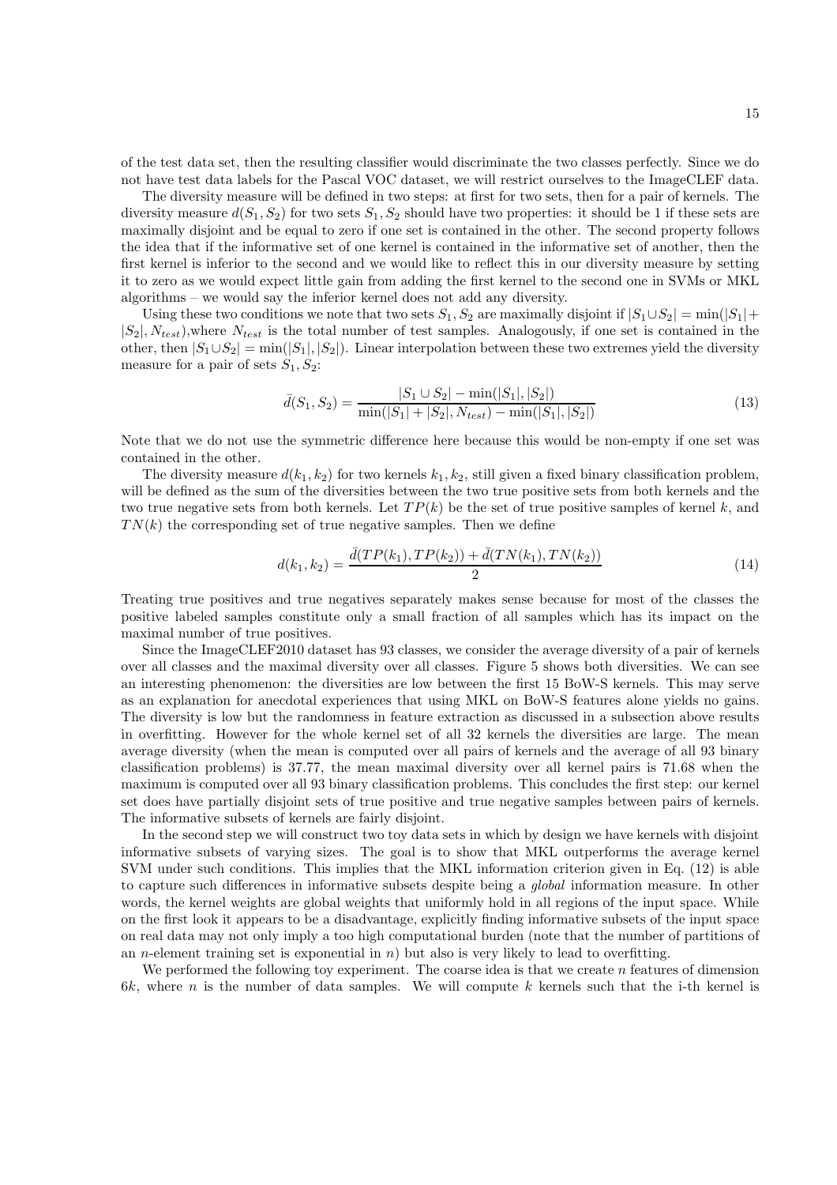of the test data set, then the resulting classifier would discriminate the two classes perfectly. Since we do not have test data labels for the Pascal VOC dataset, we will restrict ourselves to the ImageCLEF data.

The diversity measure will be defined in two steps: at first for two sets, then for a pair of kernels. The diversity measure $d(S_1, S_2)$ for two sets $S_1, S_2$ should have two properties: it should be 1 if these sets are maximally disjoint and be equal to zero if one set is contained in the other. The second property follows the idea that if the informative set of one kernel is contained in the informative set of another, then the first kernel is inferior to the second and we would like to reflect this in our diversity measure by setting it to zero as we would expect little gain from adding the first kernel to the second one in SVMs or MKL algorithms – we would say the inferior kernel does not add any diversity.

Using these two conditions we note that two sets $S_1, S_2$ are maximally disjoint if $|S_1 \cup S_2| = \min(|S_1| + |S_2|, N_{test})$,where $N_{test}$ is the total number of test samples. Analogously, if one set is contained in the other, then $|S_1 \cup S_2| = \min(|S_1|, |S_2|)$. Linear interpolation between these two extremes yield the diversity measure for a pair of sets $S_1, S_2$:

$$\bar{d}(S_1, S_2) = \frac{|S_1 \cup S_2| - \min(|S_1|, |S_2|)}{\min(|S_1| + |S_2|, N_{test}) - \min(|S_1|, |S_2|)} \tag{13}$$

Note that we do not use the symmetric difference here because this would be non-empty if one set was contained in the other.

The diversity measure $d(k_1, k_2)$ for two kernels $k_1, k_2$, still given a fixed binary classification problem, will be defined as the sum of the diversities between the two true positive sets from both kernels and the two true negative sets from both kernels. Let $TP(k)$ be the set of true positive samples of kernel $k$, and $TN(k)$ the corresponding set of true negative samples. Then we define

$$d(k_1, k_2) = \frac{\bar{d}(TP(k_1), TP(k_2)) + \bar{d}(TN(k_1), TN(k_2))}{2} \tag{14}$$

Treating true positives and true negatives separately makes sense because for most of the classes the positive labeled samples constitute only a small fraction of all samples which has its impact on the maximal number of true positives.

Since the ImageCLEF2010 dataset has 93 classes, we consider the average diversity of a pair of kernels over all classes and the maximal diversity over all classes. Figure 5 shows both diversities. We can see an interesting phenomenon: the diversities are low between the first 15 BoW-S kernels. This may serve as an explanation for anecdotal experiences that using MKL on BoW-S features alone yields no gains. The diversity is low but the randomness in feature extraction as discussed in a subsection above results in overfitting. However for the whole kernel set of all 32 kernels the diversities are large. The mean average diversity (when the mean is computed over all pairs of kernels and the average of all 93 binary classification problems) is 37.77, the mean maximal diversity over all kernel pairs is 71.68 when the maximum is computed over all 93 binary classification problems. This concludes the first step: our kernel set does have partially disjoint sets of true positive and true negative samples between pairs of kernels. The informative subsets of kernels are fairly disjoint.

In the second step we will construct two toy data sets in which by design we have kernels with disjoint informative subsets of varying sizes. The goal is to show that MKL outperforms the average kernel SVM under such conditions. This implies that the MKL information criterion given in Eq. (12) is able to capture such differences in informative subsets despite being a *global* information measure. In other words, the kernel weights are global weights that uniformly hold in all regions of the input space. While on the first look it appears to be a disadvantage, explicitly finding informative subsets of the input space on real data may not only imply a too high computational burden (note that the number of partitions of an $n$-element training set is exponential in $n$) but also is very likely to lead to overfitting.

We performed the following toy experiment. The coarse idea is that we create $n$ features of dimension $6k$, where $n$ is the number of data samples. We will compute $k$ kernels such that the i-th kernel is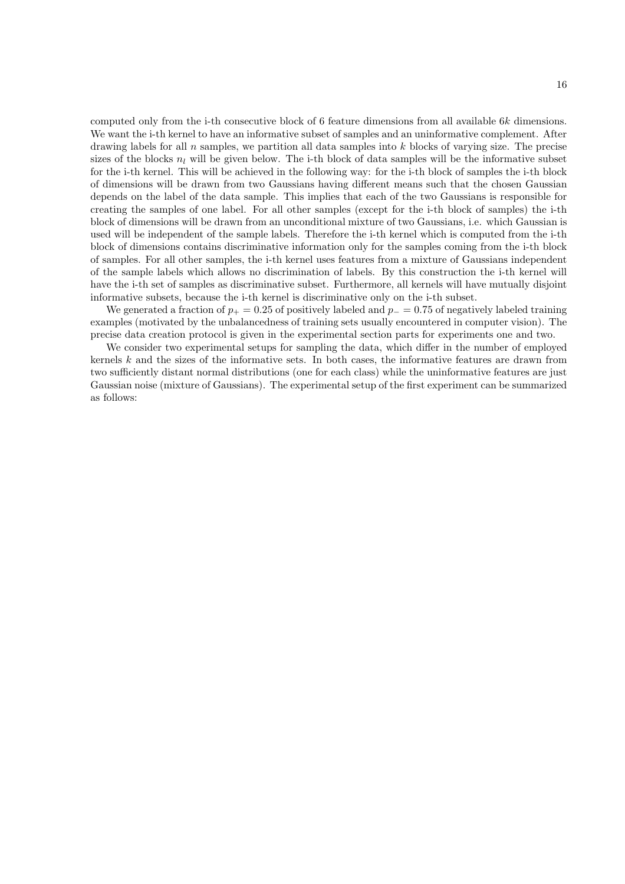computed only from the i-th consecutive block of 6 feature dimensions from all available $6k$ dimensions. We want the i-th kernel to have an informative subset of samples and an uninformative complement. After drawing labels for all $n$ samples, we partition all data samples into $k$ blocks of varying size. The precise sizes of the blocks $n_l$ will be given below. The i-th block of data samples will be the informative subset for the i-th kernel. This will be achieved in the following way: for the i-th block of samples the i-th block of dimensions will be drawn from two Gaussians having different means such that the chosen Gaussian depends on the label of the data sample. This implies that each of the two Gaussians is responsible for creating the samples of one label. For all other samples (except for the i-th block of samples) the i-th block of dimensions will be drawn from an unconditional mixture of two Gaussians, i.e. which Gaussian is used will be independent of the sample labels. Therefore the i-th kernel which is computed from the i-th block of dimensions contains discriminative information only for the samples coming from the i-th block of samples. For all other samples, the i-th kernel uses features from a mixture of Gaussians independent of the sample labels which allows no discrimination of labels. By this construction the i-th kernel will have the i-th set of samples as discriminative subset. Furthermore, all kernels will have mutually disjoint informative subsets, because the i-th kernel is discriminative only on the i-th subset.

We generated a fraction of $p_+ = 0.25$ of positively labeled and $p_- = 0.75$ of negatively labeled training examples (motivated by the unbalancedness of training sets usually encountered in computer vision). The precise data creation protocol is given in the experimental section parts for experiments one and two.

We consider two experimental setups for sampling the data, which differ in the number of employed kernels $k$ and the sizes of the informative sets. In both cases, the informative features are drawn from two sufficiently distant normal distributions (one for each class) while the uninformative features are just Gaussian noise (mixture of Gaussians). The experimental setup of the first experiment can be summarized as follows: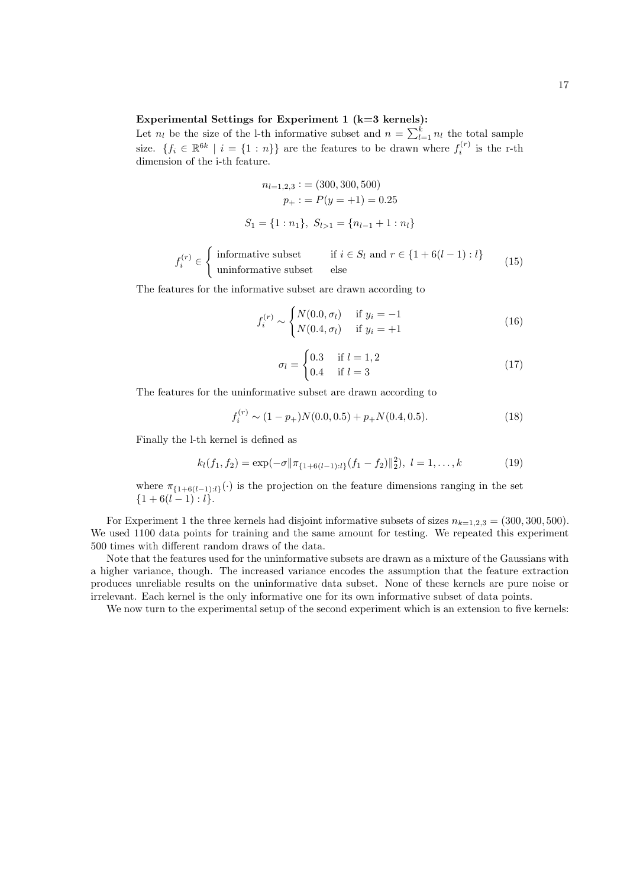**Experimental Settings for Experiment 1 (k=3 kernels):**
Let $n_l$ be the size of the l-th informative subset and $n = \sum_{l=1}^{k} n_l$ the total sample size. $\{f_i \in \mathbb{R}^{6k} \mid i = \{1:n\}\}$ are the features to be drawn where $f_i^{(r)}$ is the r-th dimension of the i-th feature.

$$n_{l=1,2,3} := (300, 300, 500)$$
$$p_+ := P(y = +1) = 0.25$$

$$S_1 = \{1 : n_1\},\ S_{l>1} = \{n_{l-1} + 1 : n_l\}$$

$$f_i^{(r)} \in \begin{cases} \text{informative subset} & \text{if } i \in S_l \text{ and } r \in \{1 + 6(l-1) : l\} \\ \text{uninformative subset} & \text{else} \end{cases} \tag{15}$$

The features for the informative subset are drawn according to

$$f_i^{(r)} \sim \begin{cases} N(0.0, \sigma_l) & \text{if } y_i = -1 \\ N(0.4, \sigma_l) & \text{if } y_i = +1 \end{cases} \tag{16}$$

$$\sigma_l = \begin{cases} 0.3 & \text{if } l = 1, 2 \\ 0.4 & \text{if } l = 3 \end{cases} \tag{17}$$

The features for the uninformative subset are drawn according to

$$f_i^{(r)} \sim (1 - p_+)N(0.0, 0.5) + p_+ N(0.4, 0.5). \tag{18}$$

Finally the l-th kernel is defined as

$$k_l(f_1, f_2) = \exp(-\sigma \|\pi_{\{1+6(l-1):l\}}(f_1 - f_2)\|_2^2),\ l = 1, \dots, k \tag{19}$$

where $\pi_{\{1+6(l-1):l\}}(\cdot)$ is the projection on the feature dimensions ranging in the set $\{1 + 6(l-1) : l\}$.

For Experiment 1 the three kernels had disjoint informative subsets of sizes $n_{k=1,2,3} = (300, 300, 500)$. We used 1100 data points for training and the same amount for testing. We repeated this experiment 500 times with different random draws of the data.

Note that the features used for the uninformative subsets are drawn as a mixture of the Gaussians with a higher variance, though. The increased variance encodes the assumption that the feature extraction produces unreliable results on the uninformative data subset. None of these kernels are pure noise or irrelevant. Each kernel is the only informative one for its own informative subset of data points.

We now turn to the experimental setup of the second experiment which is an extension to five kernels: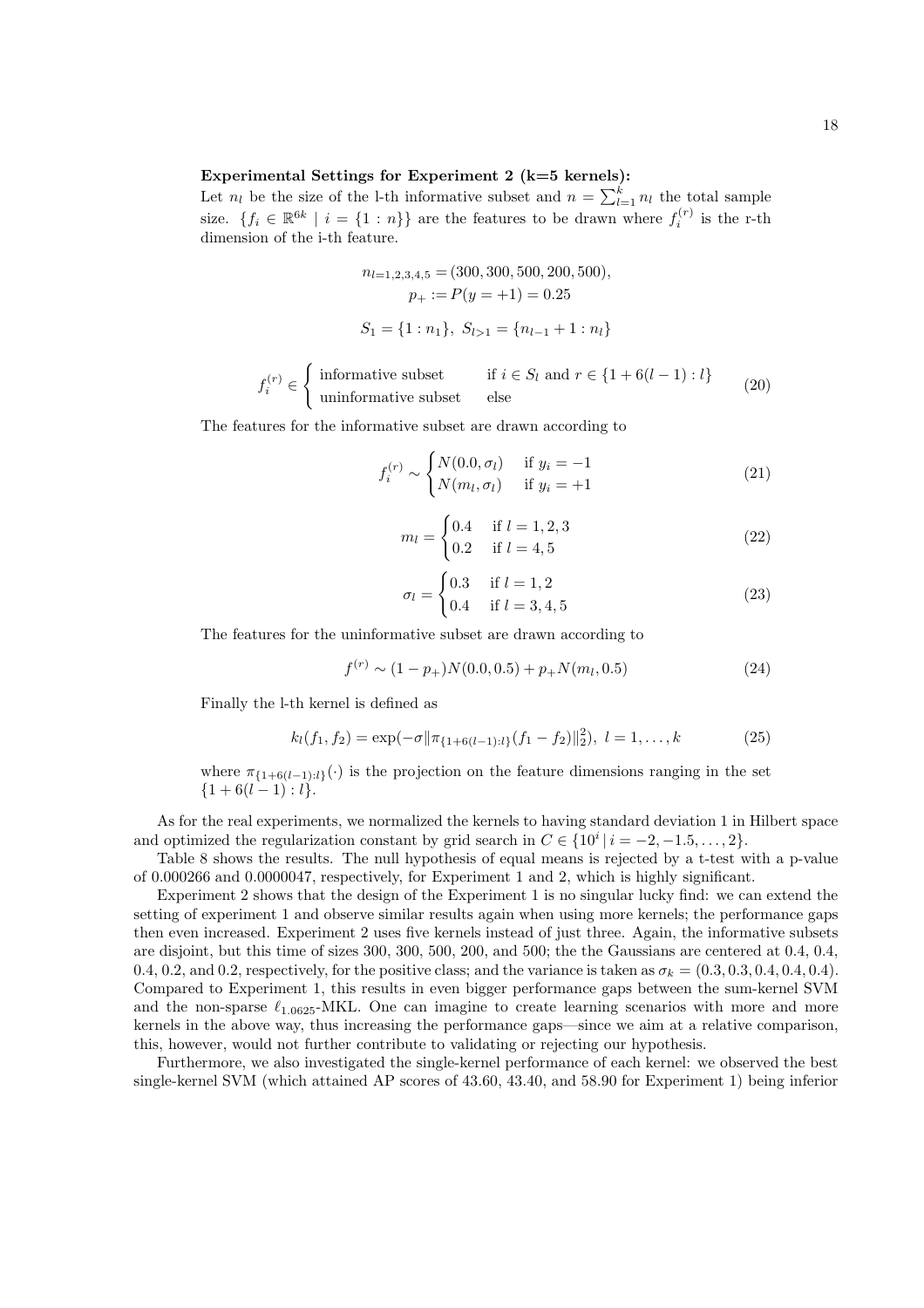**Experimental Settings for Experiment 2 (k=5 kernels):**
Let $n_l$ be the size of the l-th informative subset and $n = \sum_{l=1}^{k} n_l$ the total sample size. $\{f_i \in \mathbb{R}^{6k} \mid i = \{1 : n\}\}$ are the features to be drawn where $f_i^{(r)}$ is the r-th dimension of the i-th feature.

$$n_{l=1,2,3,4,5} = (300, 300, 500, 200, 500),$$
$$p_+ := P(y = +1) = 0.25$$
$$S_1 = \{1 : n_1\},\ S_{l>1} = \{n_{l-1} + 1 : n_l\}$$

$$f_i^{(r)} \in \begin{cases} \text{informative subset} & \text{if } i \in S_l \text{ and } r \in \{1 + 6(l-1) : l\} \\ \text{uninformative subset} & \text{else} \end{cases} \tag{20}$$

The features for the informative subset are drawn according to

$$f_i^{(r)} \sim \begin{cases} N(0.0, \sigma_l) & \text{if } y_i = -1 \\ N(m_l, \sigma_l) & \text{if } y_i = +1 \end{cases} \tag{21}$$

$$m_l = \begin{cases} 0.4 & \text{if } l = 1, 2, 3 \\ 0.2 & \text{if } l = 4, 5 \end{cases} \tag{22}$$

$$\sigma_l = \begin{cases} 0.3 & \text{if } l = 1, 2 \\ 0.4 & \text{if } l = 3, 4, 5 \end{cases} \tag{23}$$

The features for the uninformative subset are drawn according to

$$f^{(r)} \sim (1 - p_+)N(0.0, 0.5) + p_+ N(m_l, 0.5) \tag{24}$$

Finally the l-th kernel is defined as

$$k_l(f_1, f_2) = \exp(-\sigma \|\pi_{\{1+6(l-1):l\}}(f_1 - f_2)\|_2^2),\ l = 1, \ldots, k \tag{25}$$

where $\pi_{\{1+6(l-1):l\}}(\cdot)$ is the projection on the feature dimensions ranging in the set $\{1 + 6(l-1) : l\}$.

As for the real experiments, we normalized the kernels to having standard deviation 1 in Hilbert space and optimized the regularization constant by grid search in $C \in \{10^i \mid i = -2, -1.5, \ldots, 2\}$.

Table 8 shows the results. The null hypothesis of equal means is rejected by a t-test with a p-value of 0.000266 and 0.0000047, respectively, for Experiment 1 and 2, which is highly significant.

Experiment 2 shows that the design of the Experiment 1 is no singular lucky find: we can extend the setting of experiment 1 and observe similar results again when using more kernels; the performance gaps then even increased. Experiment 2 uses five kernels instead of just three. Again, the informative subsets are disjoint, but this time of sizes 300, 300, 500, 200, and 500; the the Gaussians are centered at 0.4, 0.4, 0.4, 0.2, and 0.2, respectively, for the positive class; and the variance is taken as $\sigma_k = (0.3, 0.3, 0.4, 0.4, 0.4)$. Compared to Experiment 1, this results in even bigger performance gaps between the sum-kernel SVM and the non-sparse $\ell_{1.0625}$-MKL. One can imagine to create learning scenarios with more and more kernels in the above way, thus increasing the performance gaps—since we aim at a relative comparison, this, however, would not further contribute to validating or rejecting our hypothesis.

Furthermore, we also investigated the single-kernel performance of each kernel: we observed the best single-kernel SVM (which attained AP scores of 43.60, 43.40, and 58.90 for Experiment 1) being inferior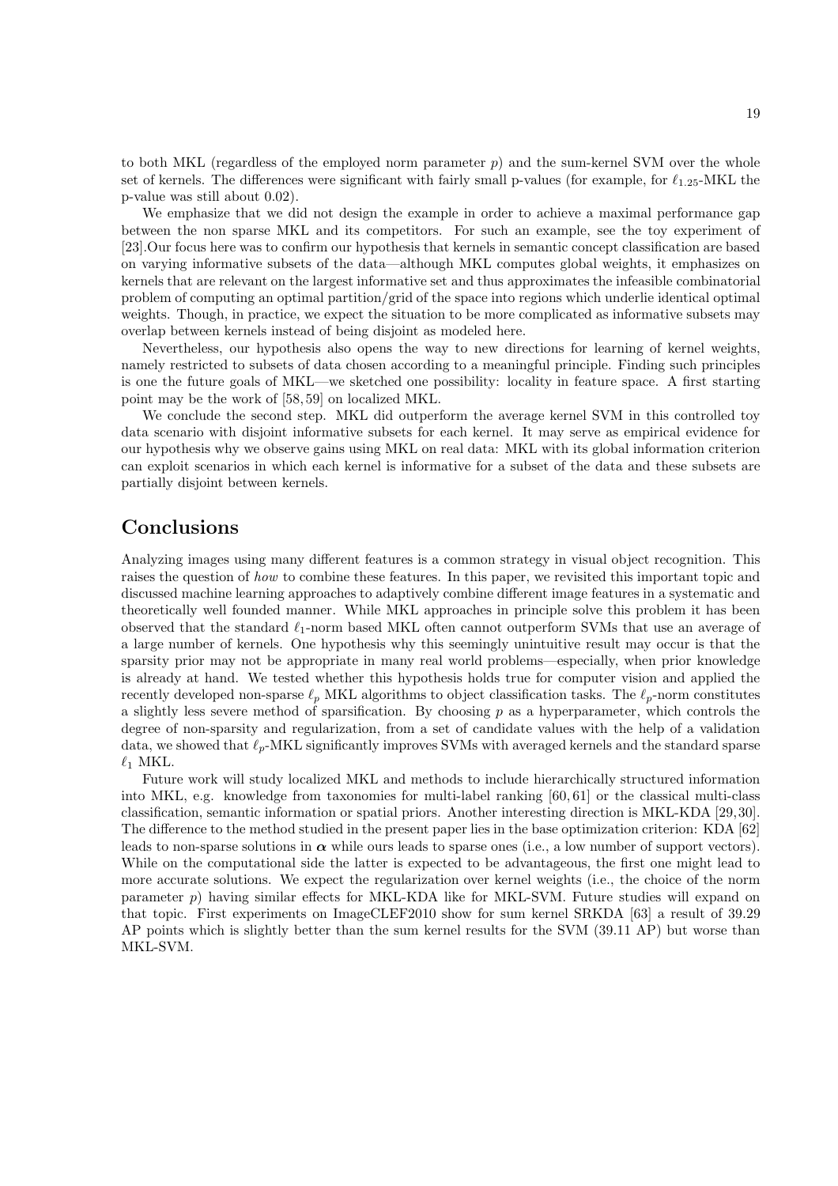to both MKL (regardless of the employed norm parameter $p$) and the sum-kernel SVM over the whole set of kernels. The differences were significant with fairly small p-values (for example, for $\ell_{1.25}$-MKL the p-value was still about 0.02).

We emphasize that we did not design the example in order to achieve a maximal performance gap between the non sparse MKL and its competitors. For such an example, see the toy experiment of [23].Our focus here was to confirm our hypothesis that kernels in semantic concept classification are based on varying informative subsets of the data—although MKL computes global weights, it emphasizes on kernels that are relevant on the largest informative set and thus approximates the infeasible combinatorial problem of computing an optimal partition/grid of the space into regions which underlie identical optimal weights. Though, in practice, we expect the situation to be more complicated as informative subsets may overlap between kernels instead of being disjoint as modeled here.

Nevertheless, our hypothesis also opens the way to new directions for learning of kernel weights, namely restricted to subsets of data chosen according to a meaningful principle. Finding such principles is one the future goals of MKL—we sketched one possibility: locality in feature space. A first starting point may be the work of [58, 59] on localized MKL.

We conclude the second step. MKL did outperform the average kernel SVM in this controlled toy data scenario with disjoint informative subsets for each kernel. It may serve as empirical evidence for our hypothesis why we observe gains using MKL on real data: MKL with its global information criterion can exploit scenarios in which each kernel is informative for a subset of the data and these subsets are partially disjoint between kernels.

# Conclusions

Analyzing images using many different features is a common strategy in visual object recognition. This raises the question of *how* to combine these features. In this paper, we revisited this important topic and discussed machine learning approaches to adaptively combine different image features in a systematic and theoretically well founded manner. While MKL approaches in principle solve this problem it has been observed that the standard $\ell_1$-norm based MKL often cannot outperform SVMs that use an average of a large number of kernels. One hypothesis why this seemingly unintuitive result may occur is that the sparsity prior may not be appropriate in many real world problems—especially, when prior knowledge is already at hand. We tested whether this hypothesis holds true for computer vision and applied the recently developed non-sparse $\ell_p$ MKL algorithms to object classification tasks. The $\ell_p$-norm constitutes a slightly less severe method of sparsification. By choosing $p$ as a hyperparameter, which controls the degree of non-sparsity and regularization, from a set of candidate values with the help of a validation data, we showed that $\ell_p$-MKL significantly improves SVMs with averaged kernels and the standard sparse $\ell_1$ MKL.

Future work will study localized MKL and methods to include hierarchically structured information into MKL, e.g. knowledge from taxonomies for multi-label ranking [60, 61] or the classical multi-class classification, semantic information or spatial priors. Another interesting direction is MKL-KDA [29, 30]. The difference to the method studied in the present paper lies in the base optimization criterion: KDA [62] leads to non-sparse solutions in $\boldsymbol{\alpha}$ while ours leads to sparse ones (i.e., a low number of support vectors). While on the computational side the latter is expected to be advantageous, the first one might lead to more accurate solutions. We expect the regularization over kernel weights (i.e., the choice of the norm parameter $p$) having similar effects for MKL-KDA like for MKL-SVM. Future studies will expand on that topic. First experiments on ImageCLEF2010 show for sum kernel SRKDA [63] a result of 39.29 AP points which is slightly better than the sum kernel results for the SVM (39.11 AP) but worse than MKL-SVM.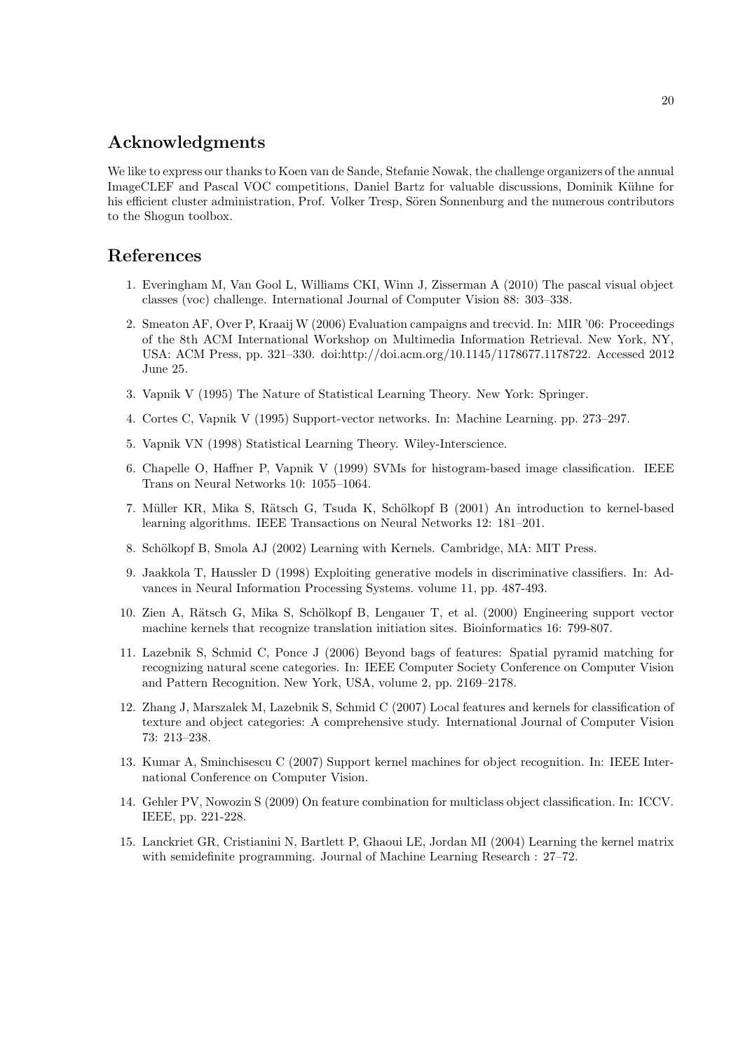## Acknowledgments

We like to express our thanks to Koen van de Sande, Stefanie Nowak, the challenge organizers of the annual ImageCLEF and Pascal VOC competitions, Daniel Bartz for valuable discussions, Dominik Kühne for his efficient cluster administration, Prof. Volker Tresp, Sören Sonnenburg and the numerous contributors to the Shogun toolbox.

## References

1. Everingham M, Van Gool L, Williams CKI, Winn J, Zisserman A (2010) The pascal visual object classes (voc) challenge. International Journal of Computer Vision 88: 303–338.
2. Smeaton AF, Over P, Kraaij W (2006) Evaluation campaigns and trecvid. In: MIR '06: Proceedings of the 8th ACM International Workshop on Multimedia Information Retrieval. New York, NY, USA: ACM Press, pp. 321–330. doi:http://doi.acm.org/10.1145/1178677.1178722. Accessed 2012 June 25.
3. Vapnik V (1995) The Nature of Statistical Learning Theory. New York: Springer.
4. Cortes C, Vapnik V (1995) Support-vector networks. In: Machine Learning. pp. 273–297.
5. Vapnik VN (1998) Statistical Learning Theory. Wiley-Interscience.
6. Chapelle O, Haffner P, Vapnik V (1999) SVMs for histogram-based image classification. IEEE Trans on Neural Networks 10: 1055–1064.
7. Müller KR, Mika S, Rätsch G, Tsuda K, Schölkopf B (2001) An introduction to kernel-based learning algorithms. IEEE Transactions on Neural Networks 12: 181–201.
8. Schölkopf B, Smola AJ (2002) Learning with Kernels. Cambridge, MA: MIT Press.
9. Jaakkola T, Haussler D (1998) Exploiting generative models in discriminative classifiers. In: Advances in Neural Information Processing Systems. volume 11, pp. 487-493.
10. Zien A, Rätsch G, Mika S, Schölkopf B, Lengauer T, et al. (2000) Engineering support vector machine kernels that recognize translation initiation sites. Bioinformatics 16: 799-807.
11. Lazebnik S, Schmid C, Ponce J (2006) Beyond bags of features: Spatial pyramid matching for recognizing natural scene categories. In: IEEE Computer Society Conference on Computer Vision and Pattern Recognition. New York, USA, volume 2, pp. 2169–2178.
12. Zhang J, Marszalek M, Lazebnik S, Schmid C (2007) Local features and kernels for classification of texture and object categories: A comprehensive study. International Journal of Computer Vision 73: 213–238.
13. Kumar A, Sminchisescu C (2007) Support kernel machines for object recognition. In: IEEE International Conference on Computer Vision.
14. Gehler PV, Nowozin S (2009) On feature combination for multiclass object classification. In: ICCV. IEEE, pp. 221-228.
15. Lanckriet GR, Cristianini N, Bartlett P, Ghaoui LE, Jordan MI (2004) Learning the kernel matrix with semidefinite programming. Journal of Machine Learning Research : 27–72.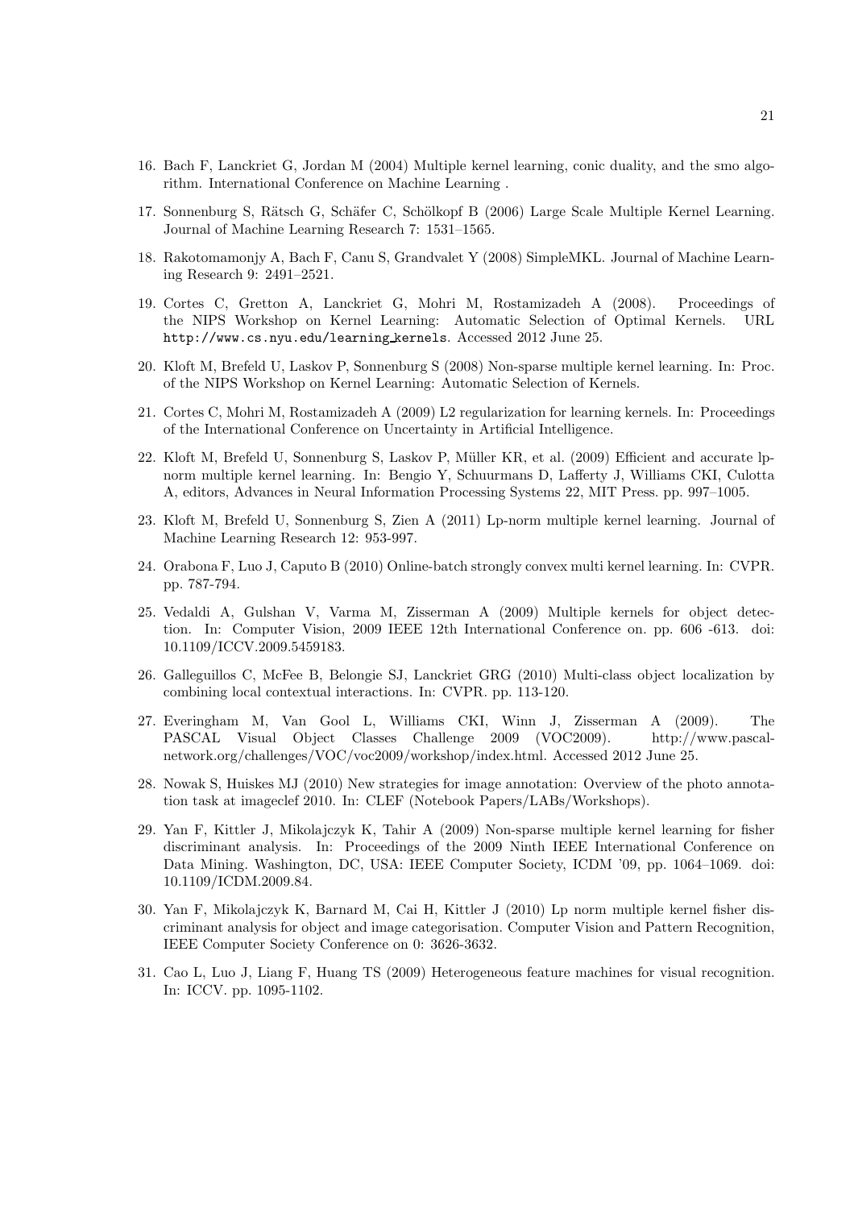16. Bach F, Lanckriet G, Jordan M (2004) Multiple kernel learning, conic duality, and the smo algorithm. International Conference on Machine Learning .

17. Sonnenburg S, Rätsch G, Schäfer C, Schölkopf B (2006) Large Scale Multiple Kernel Learning. Journal of Machine Learning Research 7: 1531–1565.

18. Rakotomamonjy A, Bach F, Canu S, Grandvalet Y (2008) SimpleMKL. Journal of Machine Learning Research 9: 2491–2521.

19. Cortes C, Gretton A, Lanckriet G, Mohri M, Rostamizadeh A (2008). Proceedings of the NIPS Workshop on Kernel Learning: Automatic Selection of Optimal Kernels. URL http://www.cs.nyu.edu/learning_kernels. Accessed 2012 June 25.

20. Kloft M, Brefeld U, Laskov P, Sonnenburg S (2008) Non-sparse multiple kernel learning. In: Proc. of the NIPS Workshop on Kernel Learning: Automatic Selection of Kernels.

21. Cortes C, Mohri M, Rostamizadeh A (2009) L2 regularization for learning kernels. In: Proceedings of the International Conference on Uncertainty in Artificial Intelligence.

22. Kloft M, Brefeld U, Sonnenburg S, Laskov P, Müller KR, et al. (2009) Efficient and accurate lp-norm multiple kernel learning. In: Bengio Y, Schuurmans D, Lafferty J, Williams CKI, Culotta A, editors, Advances in Neural Information Processing Systems 22, MIT Press. pp. 997–1005.

23. Kloft M, Brefeld U, Sonnenburg S, Zien A (2011) Lp-norm multiple kernel learning. Journal of Machine Learning Research 12: 953-997.

24. Orabona F, Luo J, Caputo B (2010) Online-batch strongly convex multi kernel learning. In: CVPR. pp. 787-794.

25. Vedaldi A, Gulshan V, Varma M, Zisserman A (2009) Multiple kernels for object detection. In: Computer Vision, 2009 IEEE 12th International Conference on. pp. 606 -613. doi: 10.1109/ICCV.2009.5459183.

26. Galleguillos C, McFee B, Belongie SJ, Lanckriet GRG (2010) Multi-class object localization by combining local contextual interactions. In: CVPR. pp. 113-120.

27. Everingham M, Van Gool L, Williams CKI, Winn J, Zisserman A (2009). The PASCAL Visual Object Classes Challenge 2009 (VOC2009). http://www.pascal-network.org/challenges/VOC/voc2009/workshop/index.html. Accessed 2012 June 25.

28. Nowak S, Huiskes MJ (2010) New strategies for image annotation: Overview of the photo annotation task at imageclef 2010. In: CLEF (Notebook Papers/LABs/Workshops).

29. Yan F, Kittler J, Mikolajczyk K, Tahir A (2009) Non-sparse multiple kernel learning for fisher discriminant analysis. In: Proceedings of the 2009 Ninth IEEE International Conference on Data Mining. Washington, DC, USA: IEEE Computer Society, ICDM '09, pp. 1064–1069. doi: 10.1109/ICDM.2009.84.

30. Yan F, Mikolajczyk K, Barnard M, Cai H, Kittler J (2010) Lp norm multiple kernel fisher discriminant analysis for object and image categorisation. Computer Vision and Pattern Recognition, IEEE Computer Society Conference on 0: 3626-3632.

31. Cao L, Luo J, Liang F, Huang TS (2009) Heterogeneous feature machines for visual recognition. In: ICCV. pp. 1095-1102.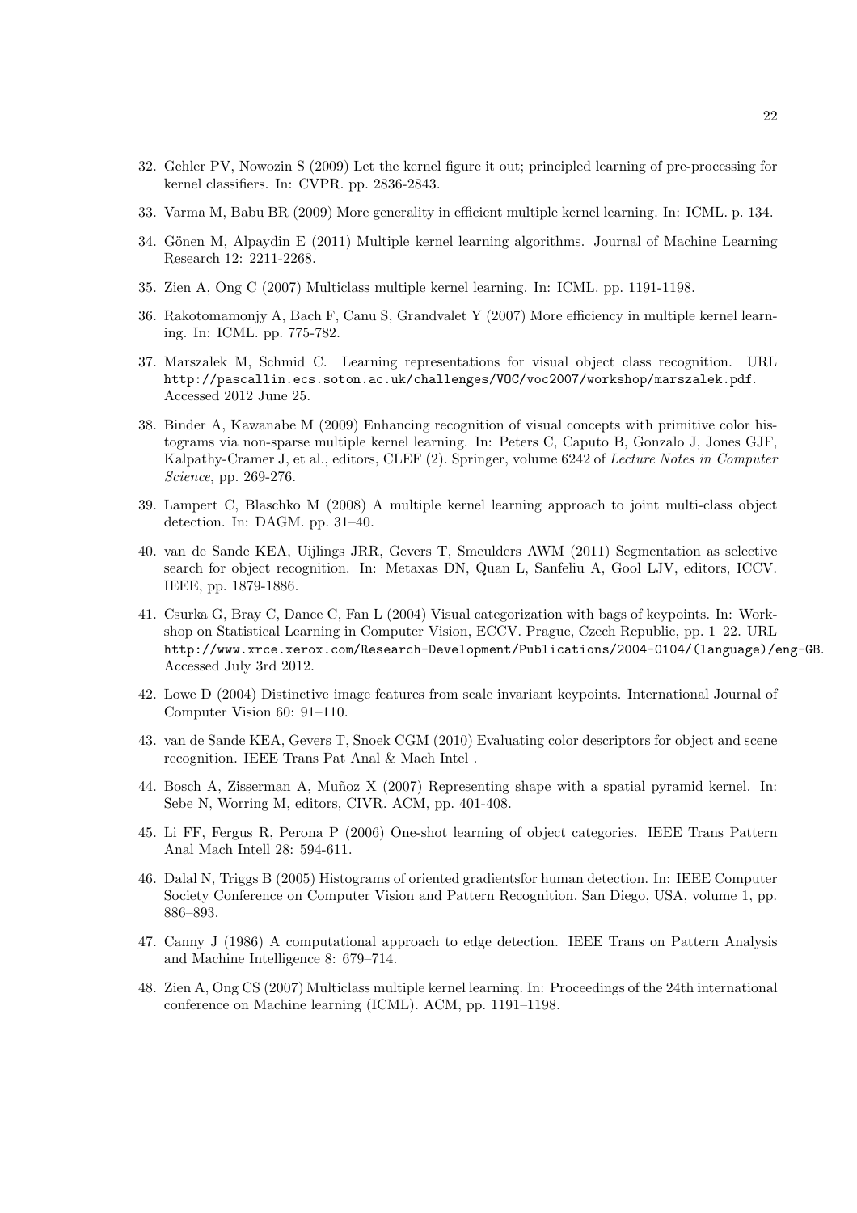32. Gehler PV, Nowozin S (2009) Let the kernel figure it out; principled learning of pre-processing for kernel classifiers. In: CVPR. pp. 2836-2843.

33. Varma M, Babu BR (2009) More generality in efficient multiple kernel learning. In: ICML. p. 134.

34. Gönen M, Alpaydin E (2011) Multiple kernel learning algorithms. Journal of Machine Learning Research 12: 2211-2268.

35. Zien A, Ong C (2007) Multiclass multiple kernel learning. In: ICML. pp. 1191-1198.

36. Rakotomamonjy A, Bach F, Canu S, Grandvalet Y (2007) More efficiency in multiple kernel learning. In: ICML. pp. 775-782.

37. Marszalek M, Schmid C. Learning representations for visual object class recognition. URL `http://pascallin.ecs.soton.ac.uk/challenges/VOC/voc2007/workshop/marszalek.pdf`. Accessed 2012 June 25.

38. Binder A, Kawanabe M (2009) Enhancing recognition of visual concepts with primitive color histograms via non-sparse multiple kernel learning. In: Peters C, Caputo B, Gonzalo J, Jones GJF, Kalpathy-Cramer J, et al., editors, CLEF (2). Springer, volume 6242 of *Lecture Notes in Computer Science*, pp. 269-276.

39. Lampert C, Blaschko M (2008) A multiple kernel learning approach to joint multi-class object detection. In: DAGM. pp. 31–40.

40. van de Sande KEA, Uijlings JRR, Gevers T, Smeulders AWM (2011) Segmentation as selective search for object recognition. In: Metaxas DN, Quan L, Sanfeliu A, Gool LJV, editors, ICCV. IEEE, pp. 1879-1886.

41. Csurka G, Bray C, Dance C, Fan L (2004) Visual categorization with bags of keypoints. In: Workshop on Statistical Learning in Computer Vision, ECCV. Prague, Czech Republic, pp. 1–22. URL `http://www.xrce.xerox.com/Research-Development/Publications/2004-0104/(language)/eng-GB`. Accessed July 3rd 2012.

42. Lowe D (2004) Distinctive image features from scale invariant keypoints. International Journal of Computer Vision 60: 91–110.

43. van de Sande KEA, Gevers T, Snoek CGM (2010) Evaluating color descriptors for object and scene recognition. IEEE Trans Pat Anal & Mach Intel .

44. Bosch A, Zisserman A, Muñoz X (2007) Representing shape with a spatial pyramid kernel. In: Sebe N, Worring M, editors, CIVR. ACM, pp. 401-408.

45. Li FF, Fergus R, Perona P (2006) One-shot learning of object categories. IEEE Trans Pattern Anal Mach Intell 28: 594-611.

46. Dalal N, Triggs B (2005) Histograms of oriented gradientsfor human detection. In: IEEE Computer Society Conference on Computer Vision and Pattern Recognition. San Diego, USA, volume 1, pp. 886–893.

47. Canny J (1986) A computational approach to edge detection. IEEE Trans on Pattern Analysis and Machine Intelligence 8: 679–714.

48. Zien A, Ong CS (2007) Multiclass multiple kernel learning. In: Proceedings of the 24th international conference on Machine learning (ICML). ACM, pp. 1191–1198.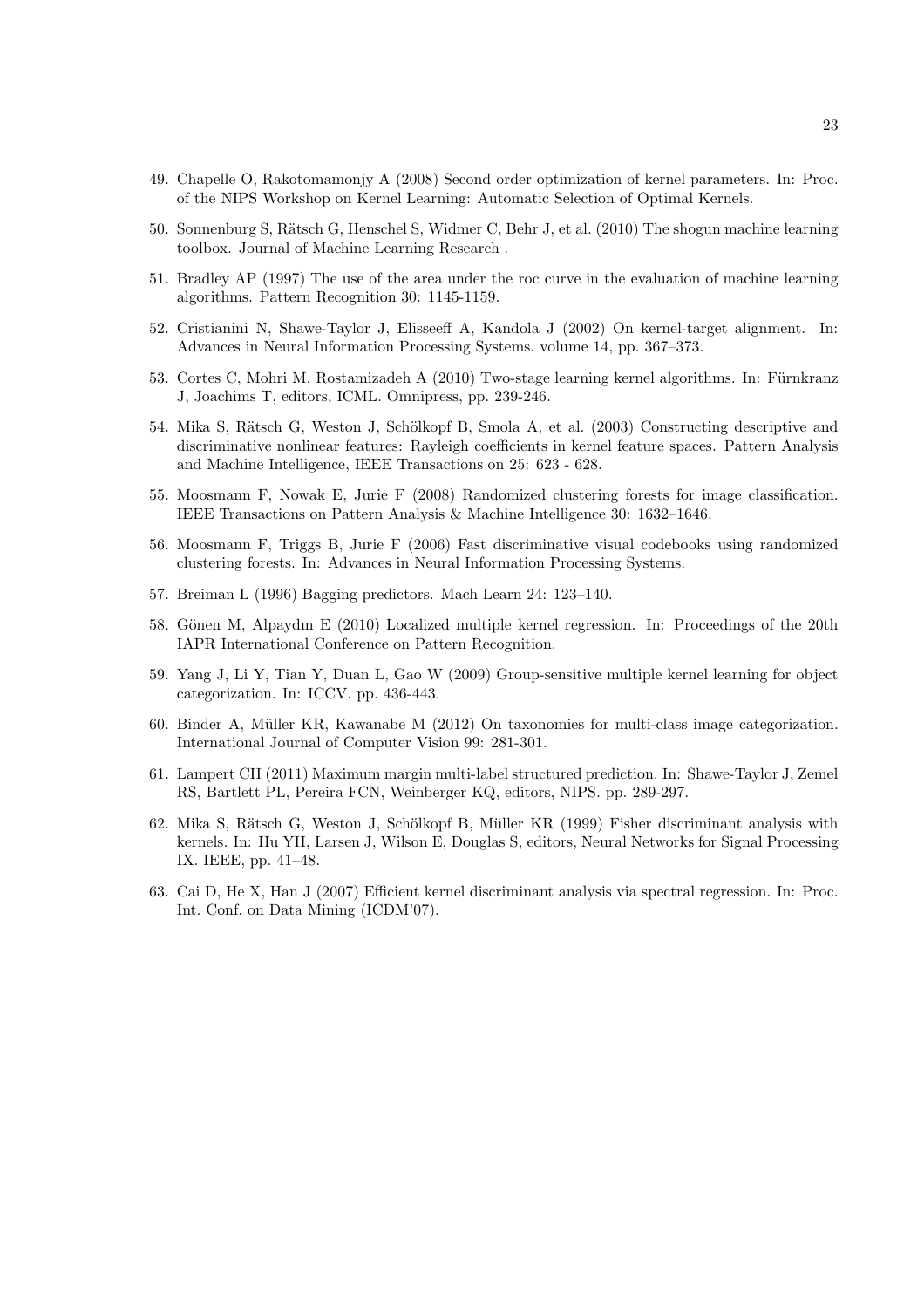49. Chapelle O, Rakotomamonjy A (2008) Second order optimization of kernel parameters. In: Proc. of the NIPS Workshop on Kernel Learning: Automatic Selection of Optimal Kernels.

50. Sonnenburg S, Rätsch G, Henschel S, Widmer C, Behr J, et al. (2010) The shogun machine learning toolbox. Journal of Machine Learning Research .

51. Bradley AP (1997) The use of the area under the roc curve in the evaluation of machine learning algorithms. Pattern Recognition 30: 1145-1159.

52. Cristianini N, Shawe-Taylor J, Elisseeff A, Kandola J (2002) On kernel-target alignment. In: Advances in Neural Information Processing Systems. volume 14, pp. 367–373.

53. Cortes C, Mohri M, Rostamizadeh A (2010) Two-stage learning kernel algorithms. In: Fürnkranz J, Joachims T, editors, ICML. Omnipress, pp. 239-246.

54. Mika S, Rätsch G, Weston J, Schölkopf B, Smola A, et al. (2003) Constructing descriptive and discriminative nonlinear features: Rayleigh coefficients in kernel feature spaces. Pattern Analysis and Machine Intelligence, IEEE Transactions on 25: 623 - 628.

55. Moosmann F, Nowak E, Jurie F (2008) Randomized clustering forests for image classification. IEEE Transactions on Pattern Analysis & Machine Intelligence 30: 1632–1646.

56. Moosmann F, Triggs B, Jurie F (2006) Fast discriminative visual codebooks using randomized clustering forests. In: Advances in Neural Information Processing Systems.

57. Breiman L (1996) Bagging predictors. Mach Learn 24: 123–140.

58. Gönen M, Alpaydın E (2010) Localized multiple kernel regression. In: Proceedings of the 20th IAPR International Conference on Pattern Recognition.

59. Yang J, Li Y, Tian Y, Duan L, Gao W (2009) Group-sensitive multiple kernel learning for object categorization. In: ICCV. pp. 436-443.

60. Binder A, Müller KR, Kawanabe M (2012) On taxonomies for multi-class image categorization. International Journal of Computer Vision 99: 281-301.

61. Lampert CH (2011) Maximum margin multi-label structured prediction. In: Shawe-Taylor J, Zemel RS, Bartlett PL, Pereira FCN, Weinberger KQ, editors, NIPS. pp. 289-297.

62. Mika S, Rätsch G, Weston J, Schölkopf B, Müller KR (1999) Fisher discriminant analysis with kernels. In: Hu YH, Larsen J, Wilson E, Douglas S, editors, Neural Networks for Signal Processing IX. IEEE, pp. 41–48.

63. Cai D, He X, Han J (2007) Efficient kernel discriminant analysis via spectral regression. In: Proc. Int. Conf. on Data Mining (ICDM'07).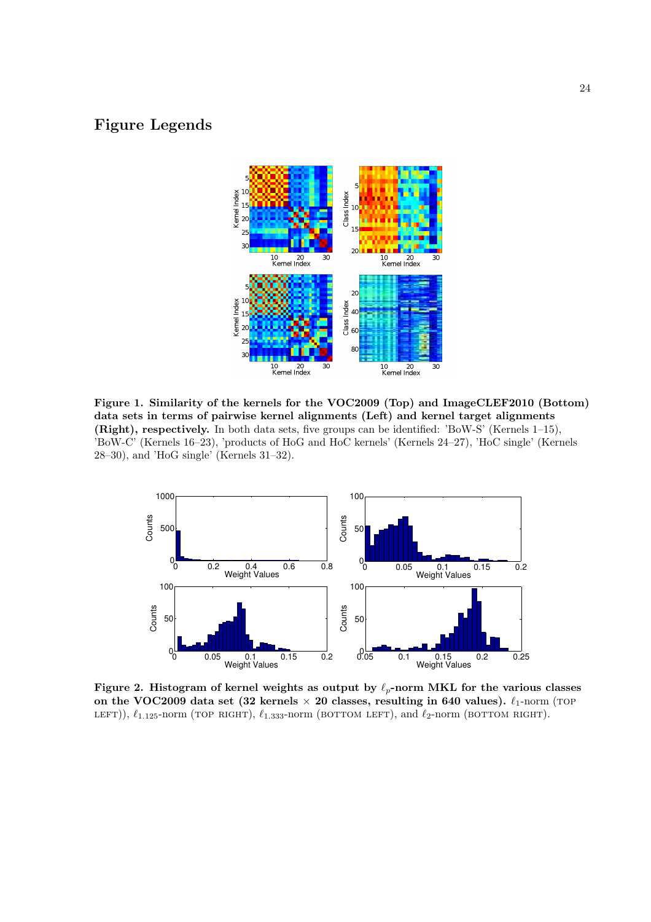# Figure Legends

**Figure 1. Similarity of the kernels for the VOC2009 (Top) and ImageCLEF2010 (Bottom) data sets in terms of pairwise kernel alignments (Left) and kernel target alignments (Right), respectively.** In both data sets, five groups can be identified: 'BoW-S' (Kernels 1–15), 'BoW-C' (Kernels 16–23), 'products of HoG and HoC kernels' (Kernels 24–27), 'HoC single' (Kernels 28–30), and 'HoG single' (Kernels 31–32).

**Figure 2. Histogram of kernel weights as output by $\ell_p$-norm MKL for the various classes on the VOC2009 data set (32 kernels $\times$ 20 classes, resulting in 640 values).** $\ell_1$-norm (TOP LEFT)), $\ell_{1.125}$-norm (TOP RIGHT), $\ell_{1.333}$-norm (BOTTOM LEFT), and $\ell_2$-norm (BOTTOM RIGHT).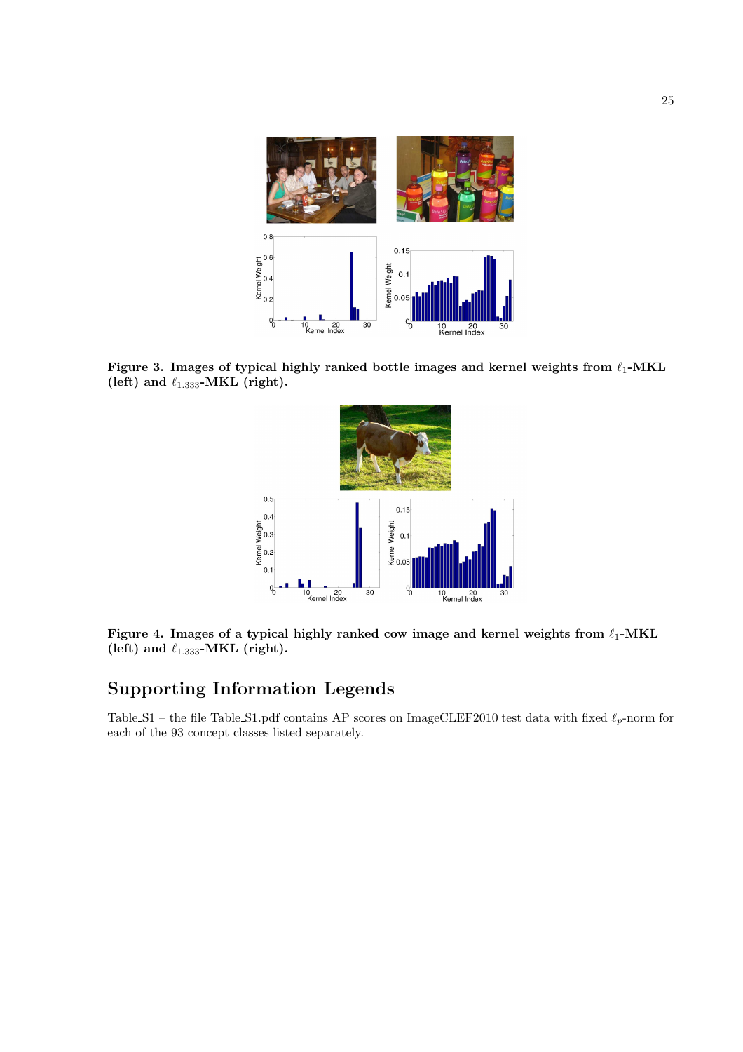**Figure 3. Images of typical highly ranked bottle images and kernel weights from $\ell_1$-MKL (left) and $\ell_{1.333}$-MKL (right).**

**Figure 4. Images of a typical highly ranked cow image and kernel weights from $\ell_1$-MKL (left) and $\ell_{1.333}$-MKL (right).**

## Supporting Information Legends

Table_S1 – the file Table_S1.pdf contains AP scores on ImageCLEF2010 test data with fixed $\ell_p$-norm for each of the 93 concept classes listed separately.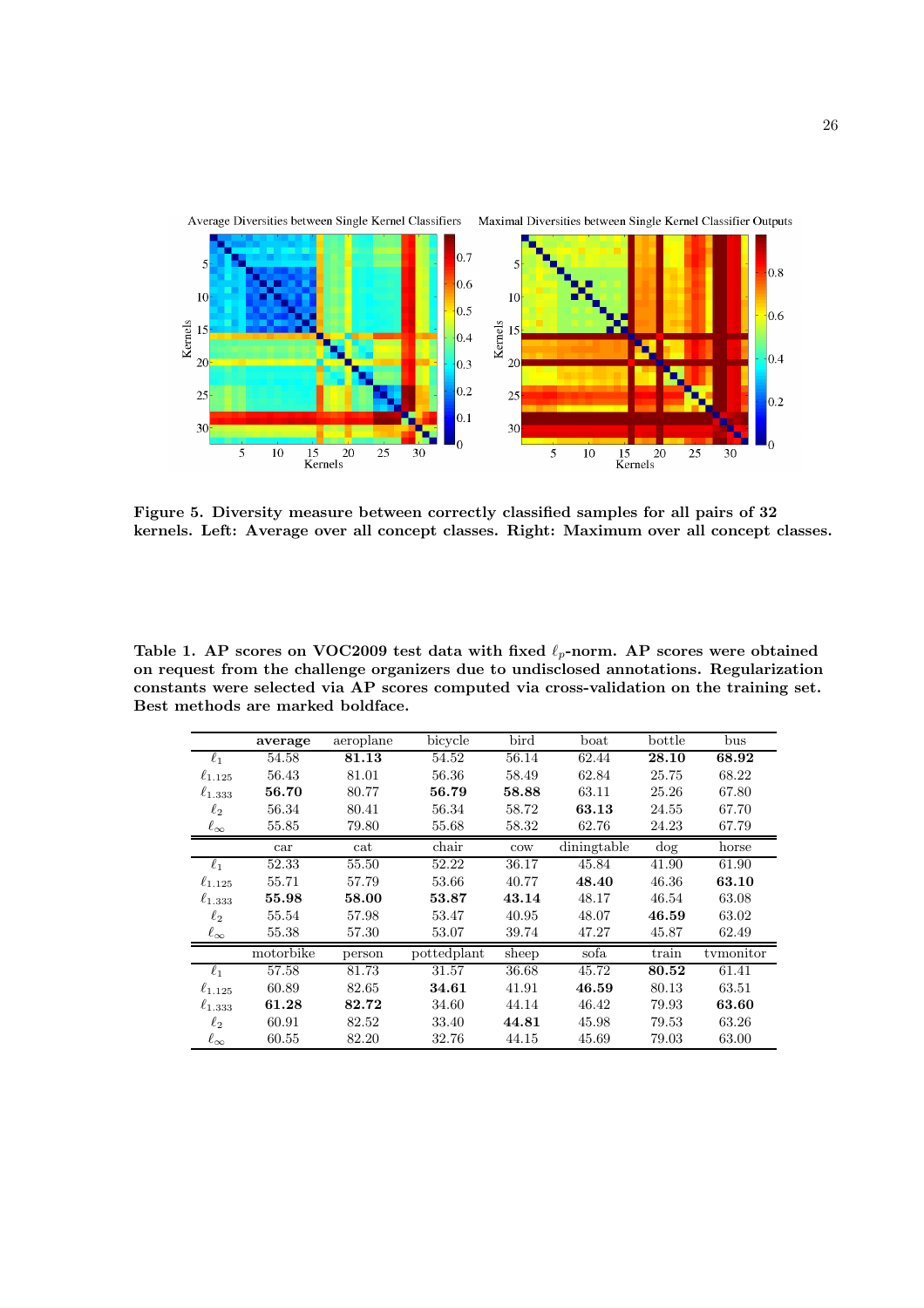**Figure 5. Diversity measure between correctly classified samples for all pairs of 32 kernels. Left: Average over all concept classes. Right: Maximum over all concept classes.**

**Table 1. AP scores on VOC2009 test data with fixed $\ell_p$-norm. AP scores were obtained on request from the challenge organizers due to undisclosed annotations. Regularization constants were selected via AP scores computed via cross-validation on the training set. Best methods are marked boldface.**

| | **average** | aeroplane | bicycle | bird | boat | bottle | bus |
|---|---|---|---|---|---|---|---|
| $\ell_1$ | 54.58 | **81.13** | 54.52 | 56.14 | 62.44 | **28.10** | **68.92** |
| $\ell_{1.125}$ | 56.43 | 81.01 | 56.36 | 58.49 | 62.84 | 25.75 | 68.22 |
| $\ell_{1.333}$ | **56.70** | 80.77 | **56.79** | **58.88** | 63.11 | 25.26 | 67.80 |
| $\ell_2$ | 56.34 | 80.41 | 56.34 | 58.72 | **63.13** | 24.55 | 67.70 |
| $\ell_\infty$ | 55.85 | 79.80 | 55.68 | 58.32 | 62.76 | 24.23 | 67.79 |
| | car | cat | chair | cow | diningtable | dog | horse |
| $\ell_1$ | 52.33 | 55.50 | 52.22 | 36.17 | 45.84 | 41.90 | 61.90 |
| $\ell_{1.125}$ | 55.71 | 57.79 | 53.66 | 40.77 | **48.40** | 46.36 | **63.10** |
| $\ell_{1.333}$ | **55.98** | **58.00** | **53.87** | **43.14** | 48.17 | 46.54 | 63.08 |
| $\ell_2$ | 55.54 | 57.98 | 53.47 | 40.95 | 48.07 | **46.59** | 63.02 |
| $\ell_\infty$ | 55.38 | 57.30 | 53.07 | 39.74 | 47.27 | 45.87 | 62.49 |
| | motorbike | person | pottedplant | sheep | sofa | train | tvmonitor |
| $\ell_1$ | 57.58 | 81.73 | 31.57 | 36.68 | 45.72 | **80.52** | 61.41 |
| $\ell_{1.125}$ | 60.89 | 82.65 | **34.61** | 41.91 | **46.59** | 80.13 | 63.51 |
| $\ell_{1.333}$ | **61.28** | **82.72** | 34.60 | 44.14 | 46.42 | 79.93 | **63.60** |
| $\ell_2$ | 60.91 | 82.52 | 33.40 | **44.81** | 45.98 | 79.53 | 63.26 |
| $\ell_\infty$ | 60.55 | 82.20 | 32.76 | 44.15 | 45.69 | 79.03 | 63.00 |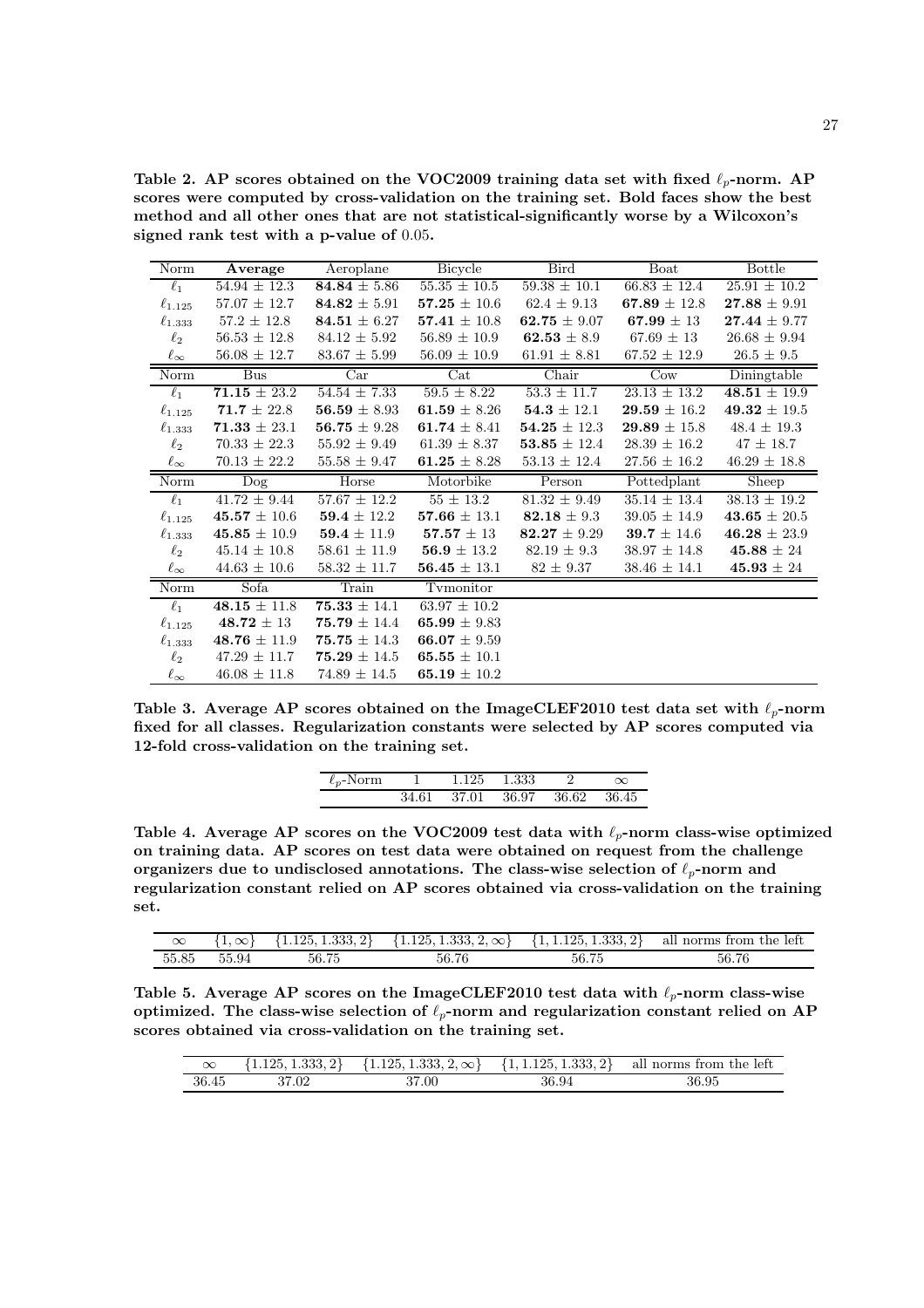**Table 2. AP scores obtained on the VOC2009 training data set with fixed $\ell_p$-norm. AP scores were computed by cross-validation on the training set. Bold faces show the best method and all other ones that are not statistical-significantly worse by a Wilcoxon's signed rank test with a p-value of 0.05.**

| Norm | **Average** | Aeroplane | Bicycle | Bird | Boat | Bottle |
|---|---|---|---|---|---|---|
| $\ell_1$ | 54.94 ± 12.3 | **84.84** ± 5.86 | 55.35 ± 10.5 | 59.38 ± 10.1 | 66.83 ± 12.4 | 25.91 ± 10.2 |
| $\ell_{1.125}$ | 57.07 ± 12.7 | **84.82** ± 5.91 | **57.25** ± 10.6 | 62.4 ± 9.13 | **67.89** ± 12.8 | **27.88** ± 9.91 |
| $\ell_{1.333}$ | 57.2 ± 12.8 | **84.51** ± 6.27 | **57.41** ± 10.8 | **62.75** ± 9.07 | **67.99** ± 13 | **27.44** ± 9.77 |
| $\ell_2$ | 56.53 ± 12.8 | 84.12 ± 5.92 | 56.89 ± 10.9 | **62.53** ± 8.9 | 67.69 ± 13 | 26.68 ± 9.94 |
| $\ell_\infty$ | 56.08 ± 12.7 | 83.67 ± 5.99 | 56.09 ± 10.9 | 61.91 ± 8.81 | 67.52 ± 12.9 | 26.5 ± 9.5 |
| Norm | Bus | Car | Cat | Chair | Cow | Diningtable |
| $\ell_1$ | **71.15** ± 23.2 | 54.54 ± 7.33 | 59.5 ± 8.22 | 53.3 ± 11.7 | 23.13 ± 13.2 | **48.51** ± 19.9 |
| $\ell_{1.125}$ | **71.7** ± 22.8 | **56.59** ± 8.93 | **61.59** ± 8.26 | **54.3** ± 12.1 | **29.59** ± 16.2 | **49.32** ± 19.5 |
| $\ell_{1.333}$ | **71.33** ± 23.1 | **56.75** ± 9.28 | **61.74** ± 8.41 | **54.25** ± 12.3 | **29.89** ± 15.8 | 48.4 ± 19.3 |
| $\ell_2$ | 70.33 ± 22.3 | 55.92 ± 9.49 | 61.39 ± 8.37 | **53.85** ± 12.4 | 28.39 ± 16.2 | 47 ± 18.7 |
| $\ell_\infty$ | 70.13 ± 22.2 | 55.58 ± 9.47 | **61.25** ± 8.28 | 53.13 ± 12.4 | 27.56 ± 16.2 | 46.29 ± 18.8 |
| Norm | Dog | Horse | Motorbike | Person | Pottedplant | Sheep |
| $\ell_1$ | 41.72 ± 9.44 | 57.67 ± 12.2 | 55 ± 13.2 | 81.32 ± 9.49 | 35.14 ± 13.4 | 38.13 ± 19.2 |
| $\ell_{1.125}$ | **45.57** ± 10.6 | **59.4** ± 12.2 | **57.66** ± 13.1 | **82.18** ± 9.3 | 39.05 ± 14.9 | **43.65** ± 20.5 |
| $\ell_{1.333}$ | **45.85** ± 10.9 | **59.4** ± 11.9 | **57.57** ± 13 | **82.27** ± 9.29 | **39.7** ± 14.6 | **46.28** ± 23.9 |
| $\ell_2$ | 45.14 ± 10.8 | 58.61 ± 11.9 | **56.9** ± 13.2 | 82.19 ± 9.3 | 38.97 ± 14.8 | **45.88** ± 24 |
| $\ell_\infty$ | 44.63 ± 10.6 | 58.32 ± 11.7 | **56.45** ± 13.1 | 82 ± 9.37 | 38.46 ± 14.1 | **45.93** ± 24 |
| Norm | Sofa | Train | Tvmonitor | | | |
| $\ell_1$ | **48.15** ± 11.8 | **75.33** ± 14.1 | 63.97 ± 10.2 | | | |
| $\ell_{1.125}$ | **48.72** ± 13 | **75.79** ± 14.4 | **65.99** ± 9.83 | | | |
| $\ell_{1.333}$ | **48.76** ± 11.9 | **75.75** ± 14.3 | **66.07** ± 9.59 | | | |
| $\ell_2$ | 47.29 ± 11.7 | **75.29** ± 14.5 | **65.55** ± 10.1 | | | |
| $\ell_\infty$ | 46.08 ± 11.8 | 74.89 ± 14.5 | **65.19** ± 10.2 | | | |

**Table 3. Average AP scores obtained on the ImageCLEF2010 test data set with $\ell_p$-norm fixed for all classes. Regularization constants were selected by AP scores computed via 12-fold cross-validation on the training set.**

| $\ell_p$-Norm | 1 | 1.125 | 1.333 | 2 | $\infty$ |
|---|---|---|---|---|---|
| | 34.61 | 37.01 | 36.97 | 36.62 | 36.45 |

**Table 4. Average AP scores on the VOC2009 test data with $\ell_p$-norm class-wise optimized on training data. AP scores on test data were obtained on request from the challenge organizers due to undisclosed annotations. The class-wise selection of $\ell_p$-norm and regularization constant relied on AP scores obtained via cross-validation on the training set.**

| $\infty$ | $\{1, \infty\}$ | $\{1.125, 1.333, 2\}$ | $\{1.125, 1.333, 2, \infty\}$ | $\{1, 1.125, 1.333, 2\}$ | all norms from the left |
|---|---|---|---|---|---|
| 55.85 | 55.94 | 56.75 | 56.76 | 56.75 | 56.76 |

**Table 5. Average AP scores on the ImageCLEF2010 test data with $\ell_p$-norm class-wise optimized. The class-wise selection of $\ell_p$-norm and regularization constant relied on AP scores obtained via cross-validation on the training set.**

| $\infty$ | $\{1.125, 1.333, 2\}$ | $\{1.125, 1.333, 2, \infty\}$ | $\{1, 1.125, 1.333, 2\}$ | all norms from the left |
|---|---|---|---|---|
| 36.45 | 37.02 | 37.00 | 36.94 | 36.95 |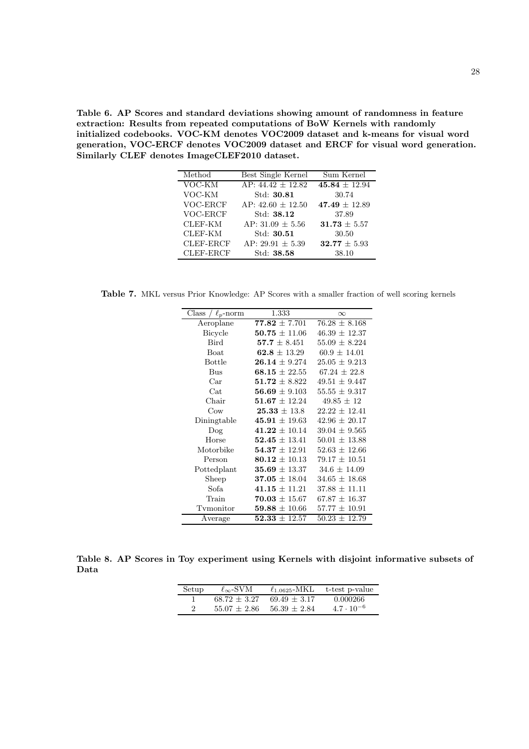**Table 6. AP Scores and standard deviations showing amount of randomness in feature extraction: Results from repeated computations of BoW Kernels with randomly initialized codebooks. VOC-KM denotes VOC2009 dataset and k-means for visual word generation, VOC-ERCF denotes VOC2009 dataset and ERCF for visual word generation. Similarly CLEF denotes ImageCLEF2010 dataset.**

| Method | Best Single Kernel | Sum Kernel |
|---|---|---|
| VOC-KM | AP: $44.42 \pm 12.82$ | $\mathbf{45.84} \pm 12.94$ |
| VOC-KM | Std: **30.81** | 30.74 |
| VOC-ERCF | AP: $42.60 \pm 12.50$ | $\mathbf{47.49} \pm 12.89$ |
| VOC-ERCF | Std: **38.12** | 37.89 |
| CLEF-KM | AP: $31.09 \pm 5.56$ | $\mathbf{31.73} \pm 5.57$ |
| CLEF-KM | Std: **30.51** | 30.50 |
| CLEF-ERCF | AP: $29.91 \pm 5.39$ | $\mathbf{32.77} \pm 5.93$ |
| CLEF-ERCF | Std: **38.58** | 38.10 |

**Table 7.** MKL versus Prior Knowledge: AP Scores with a smaller fraction of well scoring kernels

| Class / $\ell_p$-norm | 1.333 | $\infty$ |
|---|---|---|
| Aeroplane | $\mathbf{77.82} \pm 7.701$ | $76.28 \pm 8.168$ |
| Bicycle | $\mathbf{50.75} \pm 11.06$ | $46.39 \pm 12.37$ |
| Bird | $\mathbf{57.7} \pm 8.451$ | $55.09 \pm 8.224$ |
| Boat | $\mathbf{62.8} \pm 13.29$ | $60.9 \pm 14.01$ |
| Bottle | $\mathbf{26.14} \pm 9.274$ | $25.05 \pm 9.213$ |
| Bus | $\mathbf{68.15} \pm 22.55$ | $67.24 \pm 22.8$ |
| Car | $\mathbf{51.72} \pm 8.822$ | $49.51 \pm 9.447$ |
| Cat | $\mathbf{56.69} \pm 9.103$ | $55.55 \pm 9.317$ |
| Chair | $\mathbf{51.67} \pm 12.24$ | $49.85 \pm 12$ |
| Cow | $\mathbf{25.33} \pm 13.8$ | $22.22 \pm 12.41$ |
| Diningtable | $\mathbf{45.91} \pm 19.63$ | $42.96 \pm 20.17$ |
| Dog | $\mathbf{41.22} \pm 10.14$ | $39.04 \pm 9.565$ |
| Horse | $\mathbf{52.45} \pm 13.41$ | $50.01 \pm 13.88$ |
| Motorbike | $\mathbf{54.37} \pm 12.91$ | $52.63 \pm 12.66$ |
| Person | $\mathbf{80.12} \pm 10.13$ | $79.17 \pm 10.51$ |
| Pottedplant | $\mathbf{35.69} \pm 13.37$ | $34.6 \pm 14.09$ |
| Sheep | $\mathbf{37.05} \pm 18.04$ | $34.65 \pm 18.68$ |
| Sofa | $\mathbf{41.15} \pm 11.21$ | $37.88 \pm 11.11$ |
| Train | $\mathbf{70.03} \pm 15.67$ | $67.87 \pm 16.37$ |
| Tvmonitor | $\mathbf{59.88} \pm 10.66$ | $57.77 \pm 10.91$ |
| Average | $\mathbf{52.33} \pm 12.57$ | $50.23 \pm 12.79$ |

**Table 8. AP Scores in Toy experiment using Kernels with disjoint informative subsets of Data**

| Setup | $\ell_\infty$-SVM | $\ell_{1.0625}$-MKL | t-test p-value |
|---|---|---|---|
| 1 | $68.72 \pm 3.27$ | $69.49 \pm 3.17$ | 0.000266 |
| 2 | $55.07 \pm 2.86$ | $56.39 \pm 2.84$ | $4.7 \cdot 10^{-6}$ |